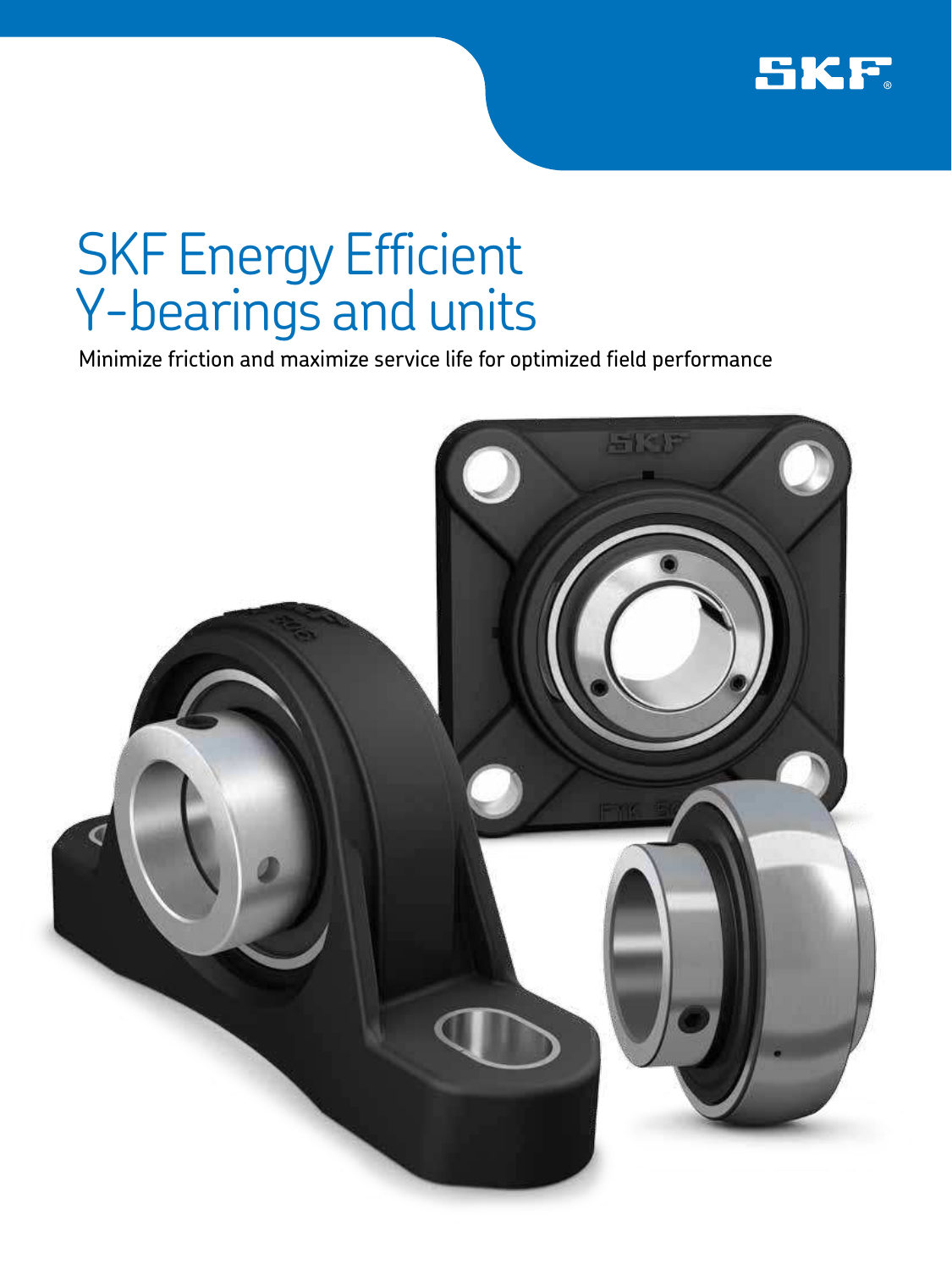# SKF Energy Efficient Y-bearings and units

Minimize friction and maximize service life for optimized field performance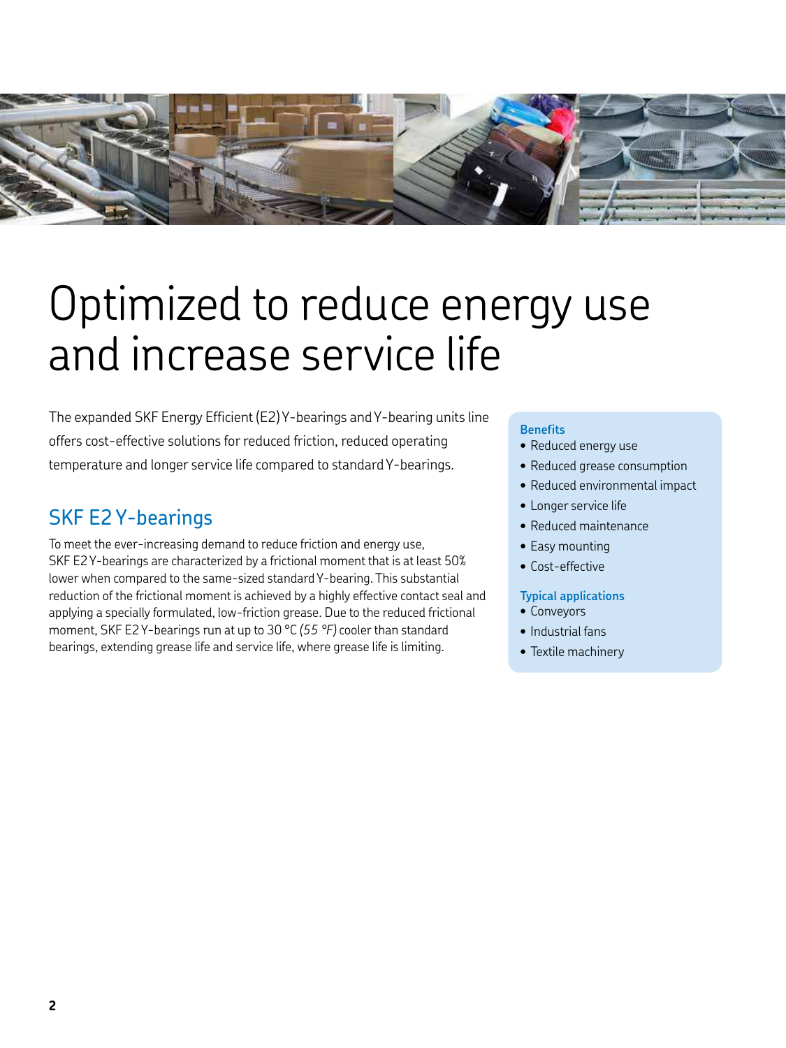# Optimized to reduce energy use and increase service life

The expanded SKF Energy Efficient (E2) Y-bearings and Y-bearing units line offers cost-effective solutions for reduced friction, reduced operating temperature and longer service life compared to standard Y-bearings.

## SKF E2 Y-bearings

To meet the ever-increasing demand to reduce friction and energy use, SKF E2 Y-bearings are characterized by a frictional moment that is at least 50% lower when compared to the same-sized standard Y-bearing. This substantial reduction of the frictional moment is achieved by a highly effective contact seal and applying a specially formulated, low-friction grease. Due to the reduced frictional moment, SKF E2 Y-bearings run at up to 30 °C *(55 °F)* cooler than standard bearings, extending grease life and service life, where grease life is limiting.

**Benefits**

- Reduced energy use
- Reduced grease consumption
- Reduced environmental impact
- Longer service life
- Reduced maintenance
- Easy mounting
- Cost-effective

**Typical applications**

- Conveyors
- Industrial fans
- Textile machinery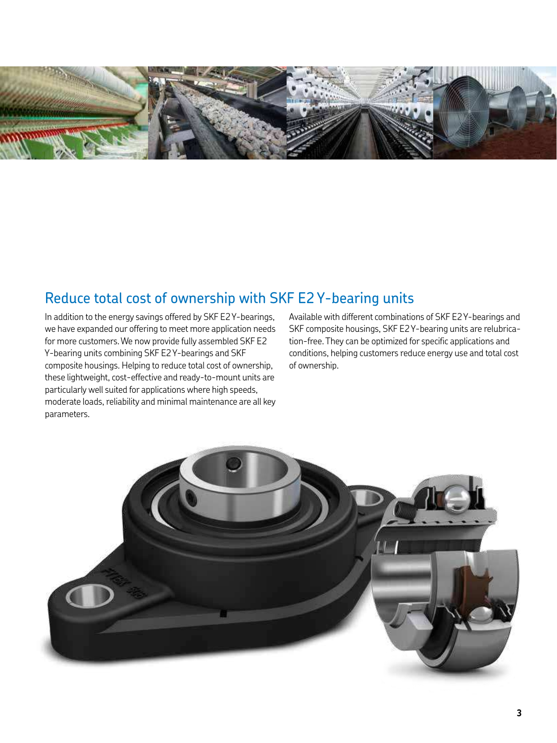## Reduce total cost of ownership with SKF E2 Y-bearing units

In addition to the energy savings offered by SKF E2 Y-bearings, we have expanded our offering to meet more application needs for more customers. We now provide fully assembled SKF E2 Y-bearing units combining SKF E2 Y-bearings and SKF composite housings. Helping to reduce total cost of ownership, these lightweight, cost-effective and ready-to-mount units are particularly well suited for applications where high speeds, moderate loads, reliability and minimal maintenance are all key parameters.

Available with different combinations of SKF E2 Y-bearings and SKF composite housings, SKF E2 Y-bearing units are relubrication-free. They can be optimized for specific applications and conditions, helping customers reduce energy use and total cost of ownership.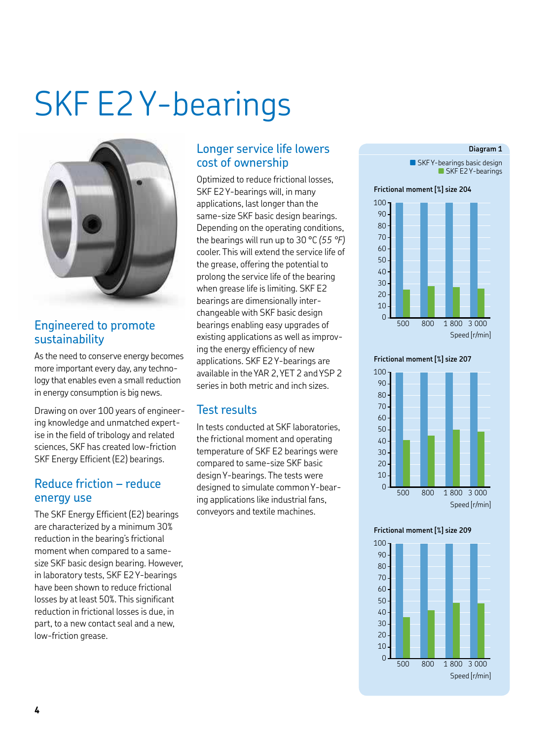# SKF E2 Y-bearings

## Engineered to promote sustainability

As the need to conserve energy becomes more important every day, any technology that enables even a small reduction in energy consumption is big news.

Drawing on over 100 years of engineering knowledge and unmatched expertise in the field of tribology and related sciences, SKF has created low-friction SKF Energy Efficient (E2) bearings.

## Reduce friction – reduce energy use

The SKF Energy Efficient (E2) bearings are characterized by a minimum 30% reduction in the bearing's frictional moment when compared to a same-size SKF basic design bearing. However, in laboratory tests, SKF E2 Y-bearings have been shown to reduce frictional losses by at least 50%. This significant reduction in frictional losses is due, in part, to a new contact seal and a new, low-friction grease.

## Longer service life lowers cost of ownership

Optimized to reduce frictional losses, SKF E2 Y-bearings will, in many applications, last longer than the same-size SKF basic design bearings. Depending on the operating conditions, the bearings will run up to 30 °C *(55 °F)* cooler. This will extend the service life of the grease, offering the potential to prolong the service life of the bearing when grease life is limiting. SKF E2 bearings are dimensionally interchangeable with SKF basic design bearings enabling easy upgrades of existing applications as well as improving the energy efficiency of new applications. SKF E2 Y-bearings are available in the YAR 2, YET 2 and YSP 2 series in both metric and inch sizes.

## Test results

In tests conducted at SKF laboratories, the frictional moment and operating temperature of SKF E2 bearings were compared to same-size SKF basic design Y-bearings. The tests were designed to simulate common Y-bearing applications like industrial fans, conveyors and textile machines.

**Diagram 1**

■ SKF Y-bearings basic design
■ SKF E2 Y-bearings

**Frictional moment [%] size 204**

**Frictional moment [%] size 207**

**Frictional moment [%] size 209**

Speed [r/min]: 500, 800, 1 800, 3 000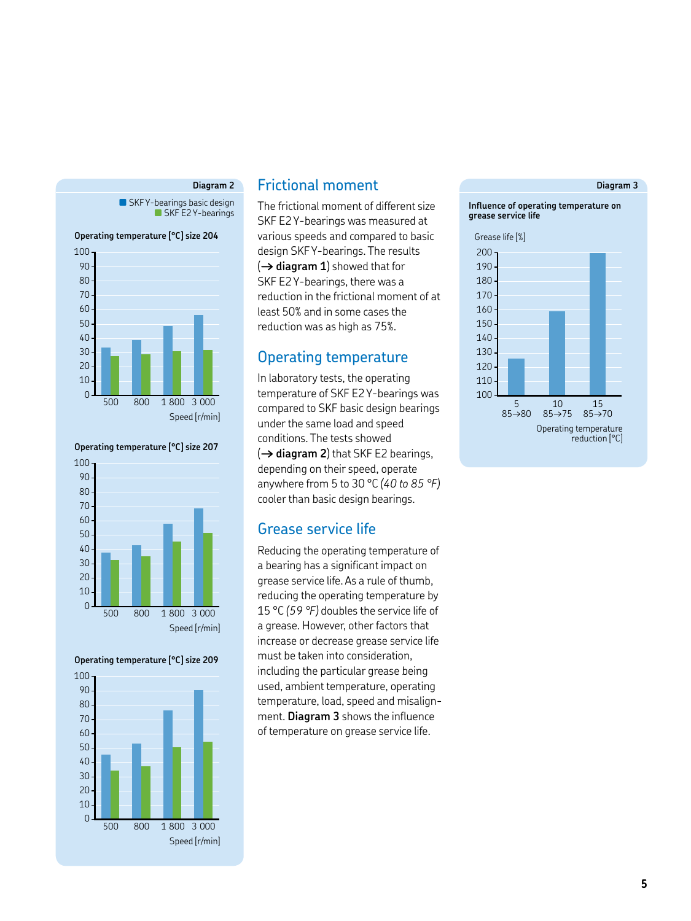Diagram 2

SKF Y-bearings basic design
SKF E2 Y-bearings

Operating temperature [°C] size 204

Operating temperature [°C] size 207

Operating temperature [°C] size 209

Speed [r/min]

## Frictional moment

The frictional moment of different size SKF E2 Y-bearings was measured at various speeds and compared to basic design SKF Y-bearings. The results (→ **diagram 1**) showed that for SKF E2 Y-bearings, there was a reduction in the frictional moment of at least 50% and in some cases the reduction was as high as 75%.

## Operating temperature

In laboratory tests, the operating temperature of SKF E2 Y-bearings was compared to SKF basic design bearings under the same load and speed conditions. The tests showed (→ **diagram 2**) that SKF E2 bearings, depending on their speed, operate anywhere from 5 to 30 °C *(40 to 85 °F)* cooler than basic design bearings.

## Grease service life

Reducing the operating temperature of a bearing has a significant impact on grease service life. As a rule of thumb, reducing the operating temperature by 15 °C *(59 °F)* doubles the service life of a grease. However, other factors that increase or decrease grease service life must be taken into consideration, including the particular grease being used, ambient temperature, operating temperature, load, speed and misalignment. **Diagram 3** shows the influence of temperature on grease service life.

Diagram 3

**Influence of operating temperature on grease service life**

Grease life [%]

Operating temperature reduction [°C]: 5 (85→80), 10 (85→75), 15 (85→70)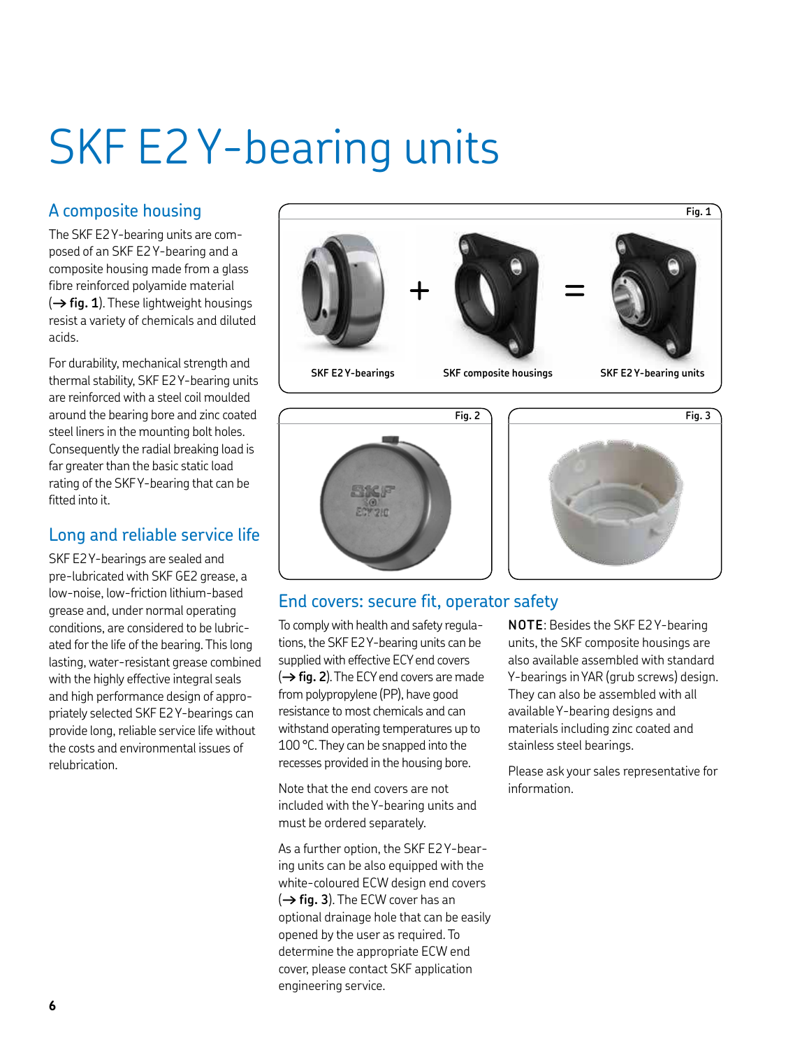# SKF E2 Y-bearing units

## A composite housing

The SKF E2 Y-bearing units are composed of an SKF E2 Y-bearing and a composite housing made from a glass fibre reinforced polyamide material (→ **fig. 1**). These lightweight housings resist a variety of chemicals and diluted acids.

For durability, mechanical strength and thermal stability, SKF E2 Y-bearing units are reinforced with a steel coil moulded around the bearing bore and zinc coated steel liners in the mounting bolt holes. Consequently the radial breaking load is far greater than the basic static load rating of the SKF Y-bearing that can be fitted into it.

## Long and reliable service life

SKF E2 Y-bearings are sealed and pre-lubricated with SKF GE2 grease, a low-noise, low-friction lithium-based grease and, under normal operating conditions, are considered to be lubricated for the life of the bearing. This long lasting, water-resistant grease combined with the highly effective integral seals and high performance design of appropriately selected SKF E2 Y-bearings can provide long, reliable service life without the costs and environmental issues of relubrication.

**Fig. 1**

SKF E2 Y-bearings + SKF composite housings = SKF E2 Y-bearing units

**Fig. 2**

**Fig. 3**

## End covers: secure fit, operator safety

To comply with health and safety regulations, the SKF E2 Y-bearing units can be supplied with effective ECY end covers (→ **fig. 2**). The ECY end covers are made from polypropylene (PP), have good resistance to most chemicals and can withstand operating temperatures up to 100 °C. They can be snapped into the recesses provided in the housing bore.

Note that the end covers are not included with the Y-bearing units and must be ordered separately.

As a further option, the SKF E2 Y-bearing units can be also equipped with the white-coloured ECW design end covers (→ **fig. 3**). The ECW cover has an optional drainage hole that can be easily opened by the user as required. To determine the appropriate ECW end cover, please contact SKF application engineering service.

**NOTE**: Besides the SKF E2 Y-bearing units, the SKF composite housings are also available assembled with standard Y-bearings in YAR (grub screws) design. They can also be assembled with all available Y-bearing designs and materials including zinc coated and stainless steel bearings.

Please ask your sales representative for information.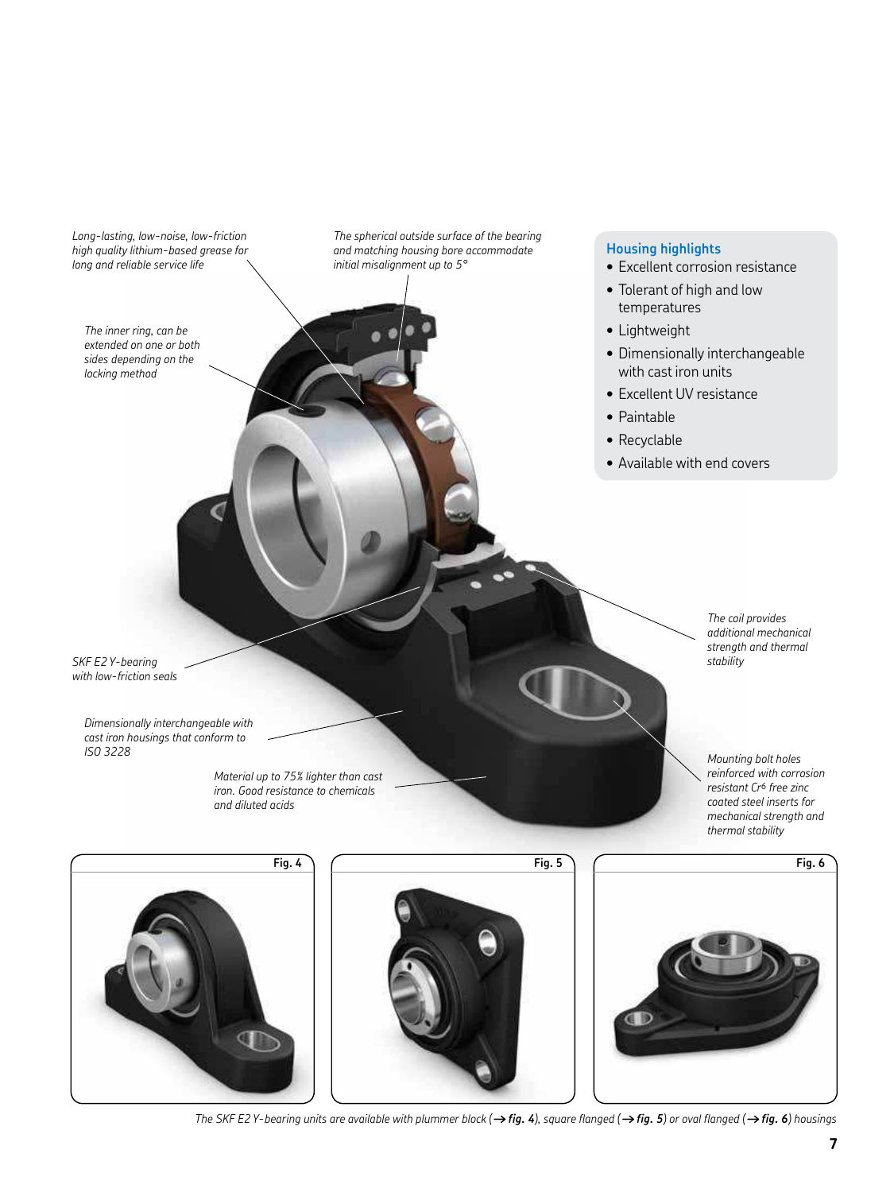*Long-lasting, low-noise, low-friction high quality lithium-based grease for long and reliable service life*

*The spherical outside surface of the bearing and matching housing bore accommodate initial misalignment up to 5°*

*The inner ring, can be extended on one or both sides depending on the locking method*

*SKF E2 Y-bearing with low-friction seals*

*Dimensionally interchangeable with cast iron housings that conform to ISO 3228*

*Material up to 75% lighter than cast iron. Good resistance to chemicals and diluted acids*

*The coil provides additional mechanical strength and thermal stability*

*Mounting bolt holes reinforced with corrosion resistant Cr6 free zinc coated steel inserts for mechanical strength and thermal stability*

## Housing highlights

- Excellent corrosion resistance
- Tolerant of high and low temperatures
- Lightweight
- Dimensionally interchangeable with cast iron units
- Excellent UV resistance
- Paintable
- Recyclable
- Available with end covers

**Fig. 4**

**Fig. 5**

**Fig. 6**

*The SKF E2 Y-bearing units are available with plummer block (→ **fig. 4**), square flanged (→ **fig. 5**) or oval flanged (→ **fig. 6**) housings*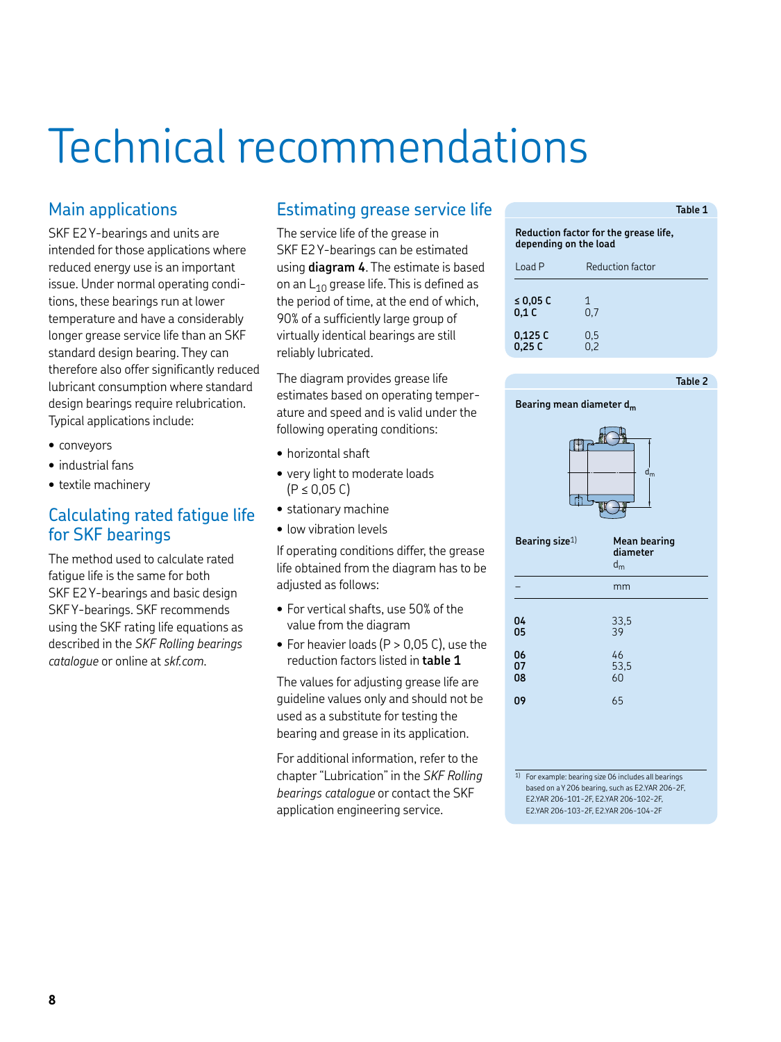# Technical recommendations

## Main applications

SKF E2 Y-bearings and units are intended for those applications where reduced energy use is an important issue. Under normal operating conditions, these bearings run at lower temperature and have a considerably longer grease service life than an SKF standard design bearing. They can therefore also offer significantly reduced lubricant consumption where standard design bearings require relubrication. Typical applications include:

- conveyors
- industrial fans
- textile machinery

## Calculating rated fatigue life for SKF bearings

The method used to calculate rated fatigue life is the same for both SKF E2 Y-bearings and basic design SKF Y-bearings. SKF recommends using the SKF rating life equations as described in the *SKF Rolling bearings catalogue* or online at *skf.com*.

## Estimating grease service life

The service life of the grease in SKF E2 Y-bearings can be estimated using **diagram 4**. The estimate is based on an $L_{10}$ grease life. This is defined as the period of time, at the end of which, 90% of a sufficiently large group of virtually identical bearings are still reliably lubricated.

The diagram provides grease life estimates based on operating temperature and speed and is valid under the following operating conditions:

- horizontal shaft
- very light to moderate loads ($P \leq 0{,}05$ C)
- stationary machine
- low vibration levels

If operating conditions differ, the grease life obtained from the diagram has to be adjusted as follows:

- For vertical shafts, use 50% of the value from the diagram
- For heavier loads ($P > 0{,}05$ C), use the reduction factors listed in **table 1**

The values for adjusting grease life are guideline values only and should not be used as a substitute for testing the bearing and grease in its application.

For additional information, refer to the chapter "Lubrication" in the *SKF Rolling bearings catalogue* or contact the SKF application engineering service.

**Table 1**

**Reduction factor for the grease life, depending on the load**

| Load P | Reduction factor |
|---|---|
| **≤ 0,05 C** | 1 |
| **0,1 C** | 0,7 |
| **0,125 C** | 0,5 |
| **0,25 C** | 0,2 |

**Table 2**

**Bearing mean diameter $d_m$**

| Bearing size[1] | Mean bearing diameter $d_m$ |
|---|---|
| – | mm |
| **04** | 33,5 |
| **05** | 39 |
| **06** | 46 |
| **07** | 53,5 |
| **08** | 60 |
| **09** | 65 |

[1] For example: bearing size 06 includes all bearings based on a Y 206 bearing, such as E2.YAR 206-2F, E2.YAR 206-101-2F, E2.YAR 206-102-2F, E2.YAR 206-103-2F, E2.YAR 206-104-2F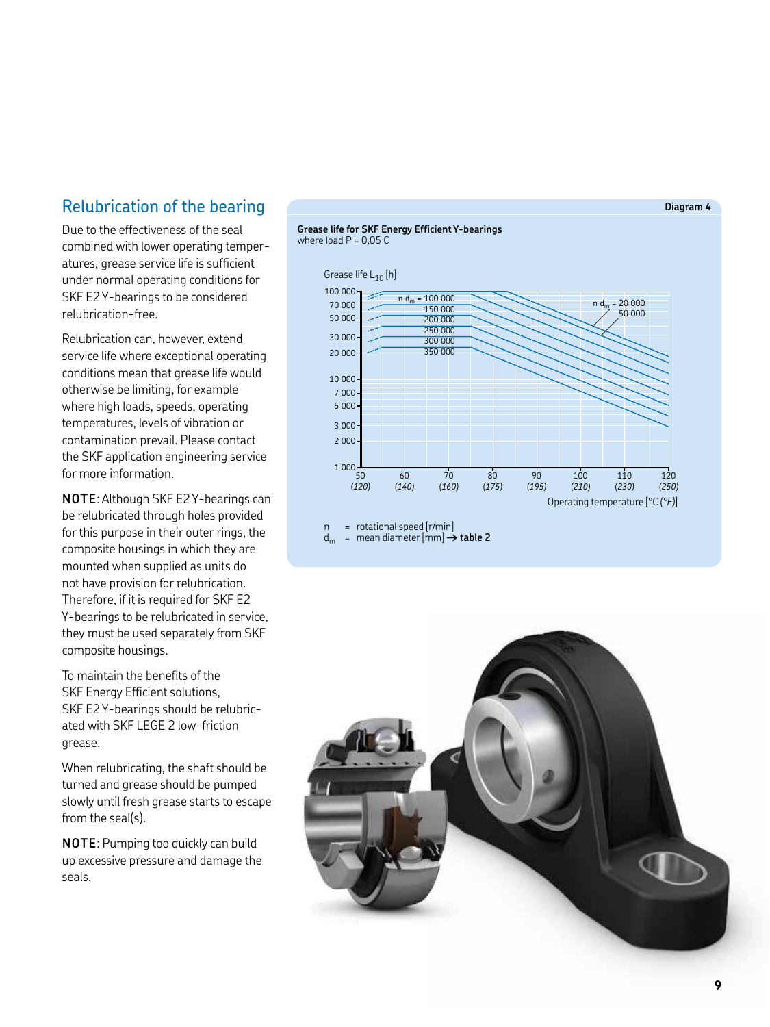## Relubrication of the bearing

Due to the effectiveness of the seal combined with lower operating temperatures, grease service life is sufficient under normal operating conditions for SKF E2 Y-bearings to be considered relubrication-free.

Relubrication can, however, extend service life where exceptional operating conditions mean that grease life would otherwise be limiting, for example where high loads, speeds, operating temperatures, levels of vibration or contamination prevail. Please contact the SKF application engineering service for more information.

**NOTE**: Although SKF E2 Y-bearings can be relubricated through holes provided for this purpose in their outer rings, the composite housings in which they are mounted when supplied as units do not have provision for relubrication. Therefore, if it is required for SKF E2 Y-bearings to be relubricated in service, they must be used separately from SKF composite housings.

To maintain the benefits of the SKF Energy Efficient solutions, SKF E2 Y-bearings should be relubricated with SKF LEGE 2 low-friction grease.

When relubricating, the shaft should be turned and grease should be pumped slowly until fresh grease starts to escape from the seal(s).

**NOTE**: Pumping too quickly can build up excessive pressure and damage the seals.

**Diagram 4**

**Grease life for SKF Energy Efficient Y-bearings**
where load P = 0,05 C

Grease life $L_{10}$ [h]

$n\,d_m$ = 20 000; 50 000; 100 000; 150 000; 200 000; 250 000; 300 000; 350 000

Operating temperature [°C (°F)]: 50 (120), 60 (140), 70 (160), 80 (175), 90 (195), 100 (210), 110 (230), 120 (250)

n = rotational speed [r/min]
$d_m$ = mean diameter [mm] → **table 2**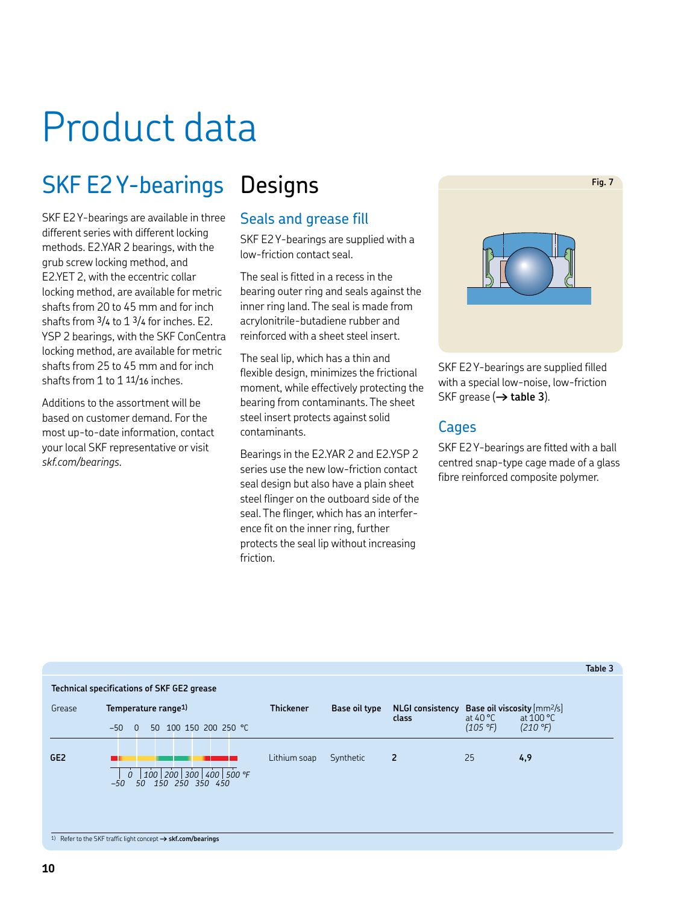# Product data

## SKF E2 Y-bearings

SKF E2 Y-bearings are available in three different series with different locking methods. E2.YAR 2 bearings, with the grub screw locking method, and E2.YET 2, with the eccentric collar locking method, are available for metric shafts from 20 to 45 mm and for inch shafts from 3/4 to 1 3/4 for inches. E2.YSP 2 bearings, with the SKF ConCentra locking method, are available for metric shafts from 25 to 45 mm and for inch shafts from 1 to 1 11/16 inches.

Additions to the assortment will be based on customer demand. For the most up-to-date information, contact your local SKF representative or visit *skf.com/bearings*.

## Designs

### Seals and grease fill

SKF E2 Y-bearings are supplied with a low-friction contact seal.

The seal is fitted in a recess in the bearing outer ring and seals against the inner ring land. The seal is made from acrylonitrile-butadiene rubber and reinforced with a sheet steel insert.

The seal lip, which has a thin and flexible design, minimizes the frictional moment, while effectively protecting the bearing from contaminants. The sheet steel insert protects against solid contaminants.

Bearings in the E2.YAR 2 and E2.YSP 2 series use the new low-friction contact seal design but also have a plain sheet steel flinger on the outboard side of the seal. The flinger, which has an interference fit on the inner ring, further protects the seal lip without increasing friction.

Fig. 7

SKF E2 Y-bearings are supplied filled with a special low-noise, low-friction SKF grease (→ **table 3**).

### Cages

SKF E2 Y-bearings are fitted with a ball centred snap-type cage made of a glass fibre reinforced composite polymer.

Table 3

**Technical specifications of SKF GE2 grease**

| Grease | Temperature range[1) ] | Thickener | Base oil type | NLGI consistency class | Base oil viscosity [mm²/s] at 40 °C (105 °F) | Base oil viscosity [mm²/s] at 100 °C (210 °F) |
|---|---|---|---|---|---|---|
| **GE2** | –50 to 250 °C (–50 to 500 °F) | Lithium soap | Synthetic | **2** | 25 | **4,9** |

1) Refer to the SKF traffic light concept → **skf.com/bearings**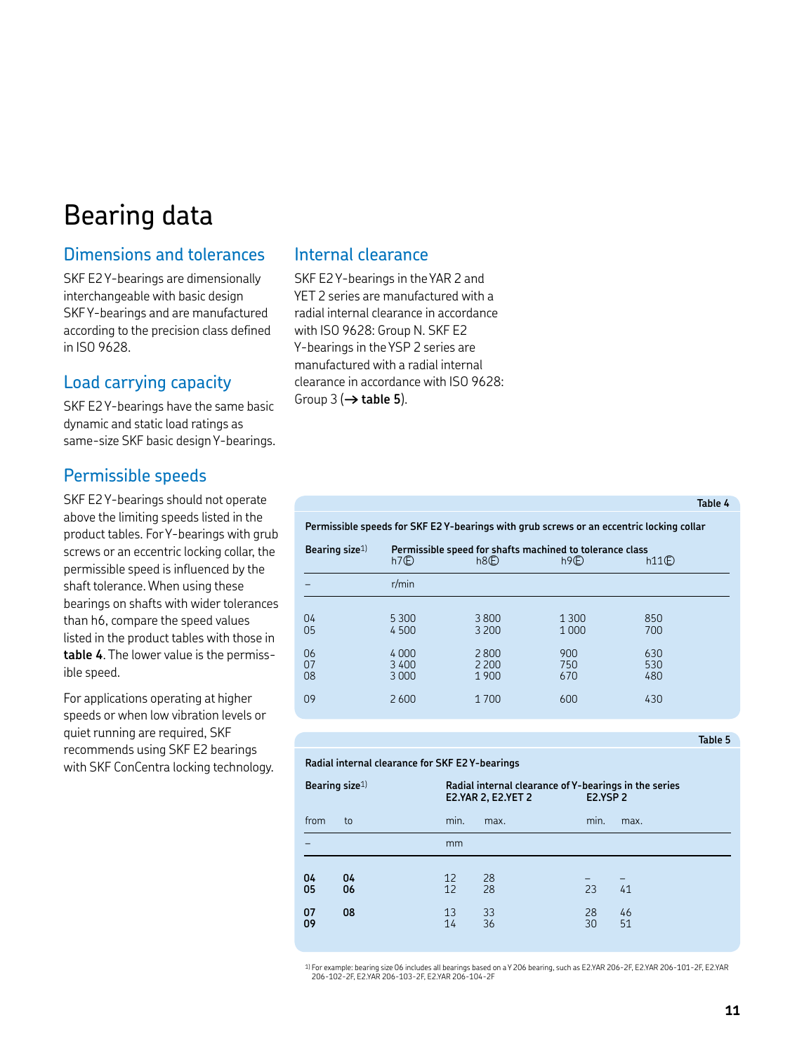# Bearing data

## Dimensions and tolerances

SKF E2 Y-bearings are dimensionally interchangeable with basic design SKF Y-bearings and are manufactured according to the precision class defined in ISO 9628.

## Load carrying capacity

SKF E2 Y-bearings have the same basic dynamic and static load ratings as same-size SKF basic design Y-bearings.

## Permissible speeds

SKF E2 Y-bearings should not operate above the limiting speeds listed in the product tables. For Y-bearings with grub screws or an eccentric locking collar, the permissible speed is influenced by the shaft tolerance. When using these bearings on shafts with wider tolerances than h6, compare the speed values listed in the product tables with those in **table 4**. The lower value is the permissible speed.

For applications operating at higher speeds or when low vibration levels or quiet running are required, SKF recommends using SKF E2 bearings with SKF ConCentra locking technology.

## Internal clearance

SKF E2 Y-bearings in the YAR 2 and YET 2 series are manufactured with a radial internal clearance in accordance with ISO 9628: Group N. SKF E2 Y-bearings in the YSP 2 series are manufactured with a radial internal clearance in accordance with ISO 9628: Group 3 (→ **table 5**).

**Table 4**

**Permissible speeds for SKF E2 Y-bearings with grub screws or an eccentric locking collar**

| Bearing size[1] | Permissible speed for shafts machined to tolerance class | | | |
|---|---|---|---|---|
| | h7Ⓔ | h8Ⓔ | h9Ⓔ | h11Ⓔ |
| – | r/min | | | |
| 04 | 5 300 | 3 800 | 1 300 | 850 |
| 05 | 4 500 | 3 200 | 1 000 | 700 |
| 06 | 4 000 | 2 800 | 900 | 630 |
| 07 | 3 400 | 2 200 | 750 | 530 |
| 08 | 3 000 | 1 900 | 670 | 480 |
| 09 | 2 600 | 1 700 | 600 | 430 |

**Table 5**

**Radial internal clearance for SKF E2 Y-bearings**

| Bearing size[1] | | Radial internal clearance of Y-bearings in the series | | | |
|---|---|---|---|---|---|
| | | E2.YAR 2, E2.YET 2 | | E2.YSP 2 | |
| from | to | min. | max. | min. | max. |
| – | | mm | | | |
| **04** | **04** | 12 | 28 | – | – |
| **05** | **06** | 12 | 28 | 23 | 41 |
| **07** | **08** | 13 | 33 | 28 | 46 |
| **09** | | 14 | 36 | 30 | 51 |

[1] For example: bearing size 06 includes all bearings based on a Y 206 bearing, such as E2.YAR 206-2F, E2.YAR 206-101-2F, E2.YAR 206-102-2F, E2.YAR 206-103-2F, E2.YAR 206-104-2F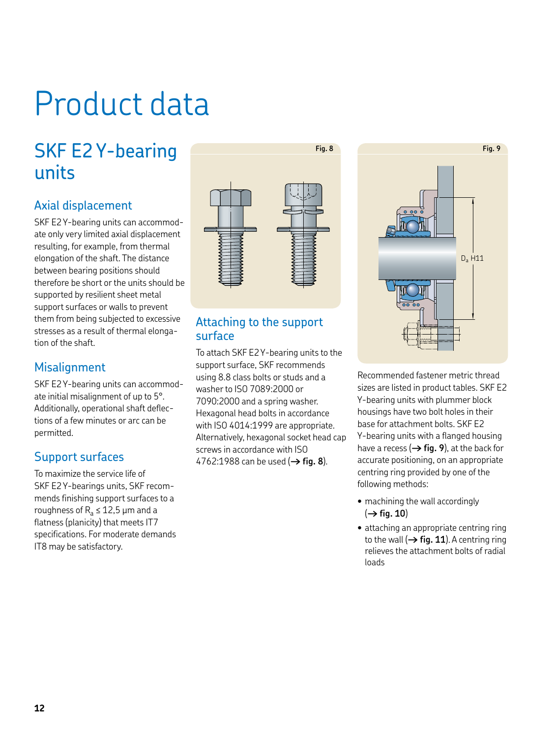# Product data

## SKF E2 Y-bearing units

### Axial displacement

SKF E2 Y-bearing units can accommodate only very limited axial displacement resulting, for example, from thermal elongation of the shaft. The distance between bearing positions should therefore be short or the units should be supported by resilient sheet metal support surfaces or walls to prevent them from being subjected to excessive stresses as a result of thermal elongation of the shaft.

### Misalignment

SKF E2 Y-bearing units can accommodate initial misalignment of up to 5°. Additionally, operational shaft deflections of a few minutes or arc can be permitted.

### Support surfaces

To maximize the service life of SKF E2 Y-bearings units, SKF recommends finishing support surfaces to a roughness of $R_a \leq 12{,}5$ µm and a flatness (planicity) that meets IT7 specifications. For moderate demands IT8 may be satisfactory.

Fig. 8

### Attaching to the support surface

To attach SKF E2 Y-bearing units to the support surface, SKF recommends using 8.8 class bolts or studs and a washer to ISO 7089:2000 or 7090:2000 and a spring washer. Hexagonal head bolts in accordance with ISO 4014:1999 are appropriate. Alternatively, hexagonal socket head cap screws in accordance with ISO 4762:1988 can be used (→ **fig. 8**).

Fig. 9

$D_a$ H11

Recommended fastener metric thread sizes are listed in product tables. SKF E2 Y-bearing units with plummer block housings have two bolt holes in their base for attachment bolts. SKF E2 Y-bearing units with a flanged housing have a recess (→ **fig. 9**), at the back for accurate positioning, on an appropriate centring ring provided by one of the following methods:

- machining the wall accordingly (→ **fig. 10**)
- attaching an appropriate centring ring to the wall (→ **fig. 11**). A centring ring relieves the attachment bolts of radial loads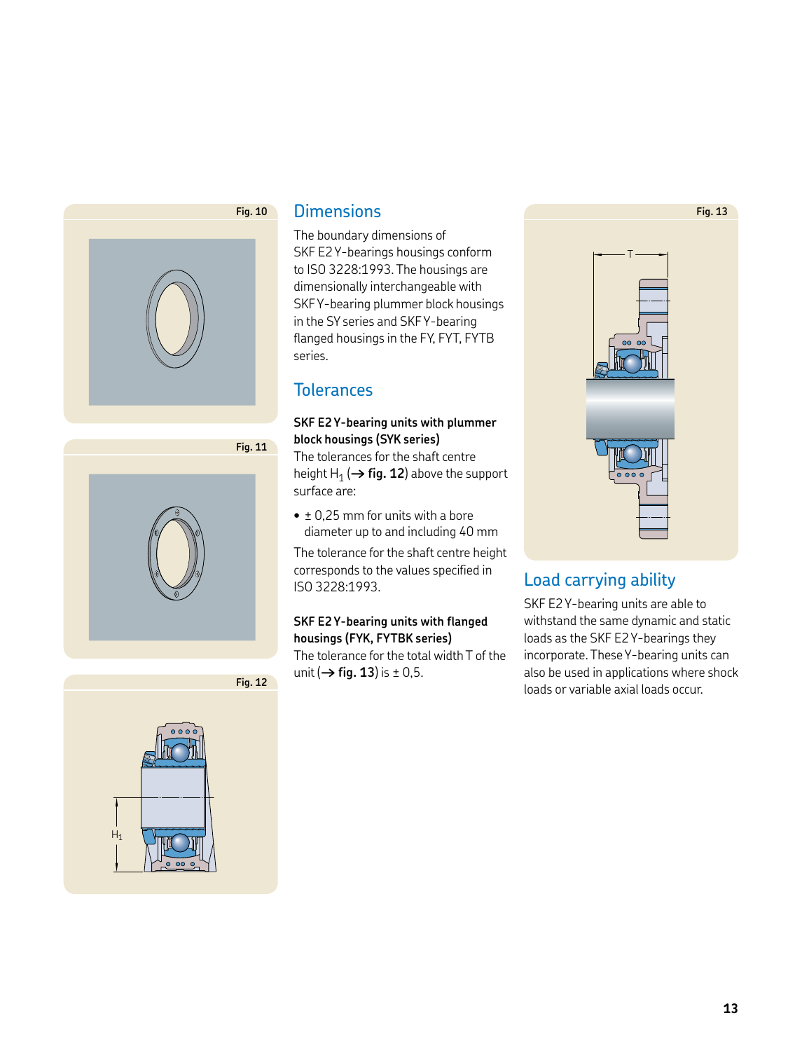Fig. 10

Fig. 11

Fig. 12

## Dimensions

The boundary dimensions of SKF E2 Y-bearings housings conform to ISO 3228:1993. The housings are dimensionally interchangeable with SKF Y-bearing plummer block housings in the SY series and SKF Y-bearing flanged housings in the FY, FYT, FYTB series.

## Tolerances

**SKF E2 Y-bearing units with plummer block housings (SYK series)**
The tolerances for the shaft centre height $H_1$ (→ **fig. 12**) above the support surface are:

- ± 0,25 mm for units with a bore diameter up to and including 40 mm

The tolerance for the shaft centre height corresponds to the values specified in ISO 3228:1993.

**SKF E2 Y-bearing units with flanged housings (FYK, FYTBK series)**
The tolerance for the total width T of the unit (→ **fig. 13**) is ± 0,5.

Fig. 13

## Load carrying ability

SKF E2 Y-bearing units are able to withstand the same dynamic and static loads as the SKF E2 Y-bearings they incorporate. These Y-bearing units can also be used in applications where shock loads or variable axial loads occur.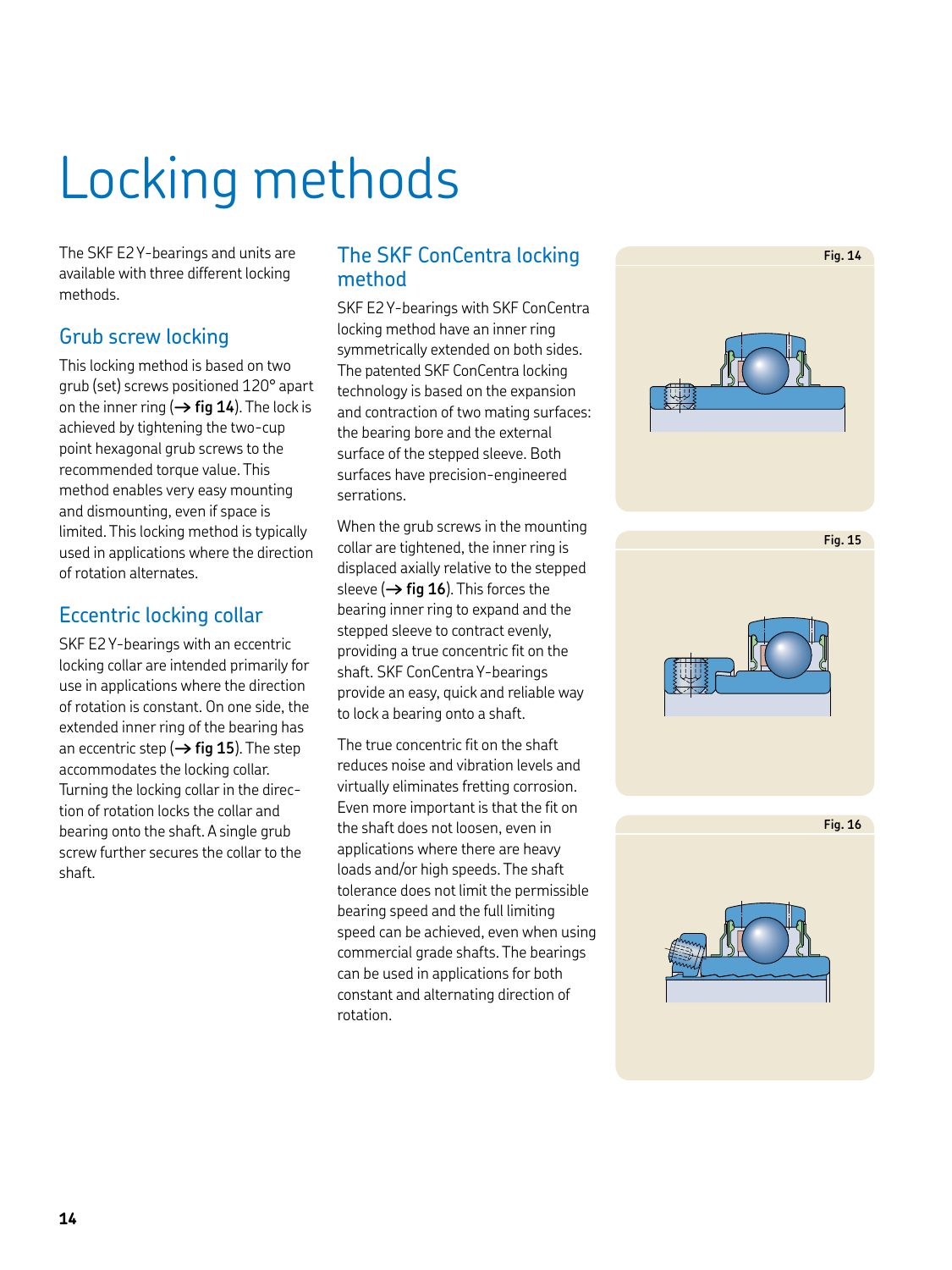# Locking methods

The SKF E2 Y-bearings and units are available with three different locking methods.

## Grub screw locking

This locking method is based on two grub (set) screws positioned 120° apart on the inner ring (→ **fig 14**). The lock is achieved by tightening the two-cup point hexagonal grub screws to the recommended torque value. This method enables very easy mounting and dismounting, even if space is limited. This locking method is typically used in applications where the direction of rotation alternates.

## Eccentric locking collar

SKF E2 Y-bearings with an eccentric locking collar are intended primarily for use in applications where the direction of rotation is constant. On one side, the extended inner ring of the bearing has an eccentric step (→ **fig 15**). The step accommodates the locking collar. Turning the locking collar in the direction of rotation locks the collar and bearing onto the shaft. A single grub screw further secures the collar to the shaft.

## The SKF ConCentra locking method

SKF E2 Y-bearings with SKF ConCentra locking method have an inner ring symmetrically extended on both sides. The patented SKF ConCentra locking technology is based on the expansion and contraction of two mating surfaces: the bearing bore and the external surface of the stepped sleeve. Both surfaces have precision-engineered serrations.

When the grub screws in the mounting collar are tightened, the inner ring is displaced axially relative to the stepped sleeve (→ **fig 16**). This forces the bearing inner ring to expand and the stepped sleeve to contract evenly, providing a true concentric fit on the shaft. SKF ConCentra Y-bearings provide an easy, quick and reliable way to lock a bearing onto a shaft.

The true concentric fit on the shaft reduces noise and vibration levels and virtually eliminates fretting corrosion. Even more important is that the fit on the shaft does not loosen, even in applications where there are heavy loads and/or high speeds. The shaft tolerance does not limit the permissible bearing speed and the full limiting speed can be achieved, even when using commercial grade shafts. The bearings can be used in applications for both constant and alternating direction of rotation.

**Fig. 14**

**Fig. 15**

**Fig. 16**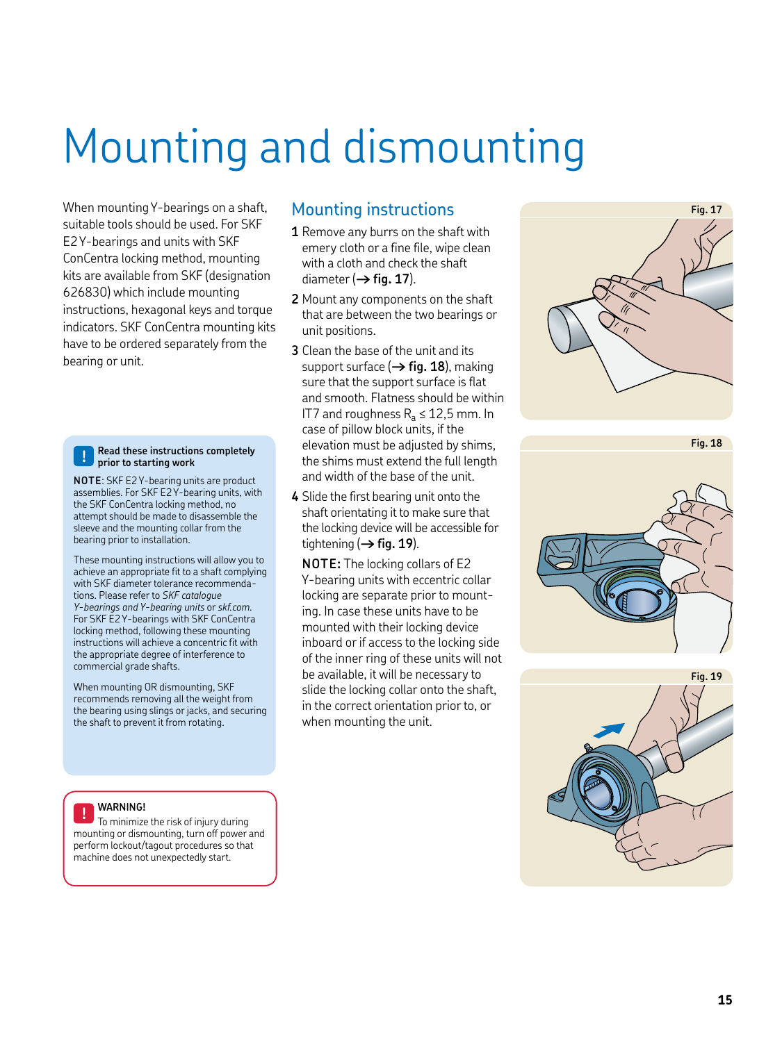# Mounting and dismounting

When mounting Y-bearings on a shaft, suitable tools should be used. For SKF E2 Y-bearings and units with SKF ConCentra locking method, mounting kits are available from SKF (designation 626830) which include mounting instructions, hexagonal keys and torque indicators. SKF ConCentra mounting kits have to be ordered separately from the bearing or unit.

> **Read these instructions completely prior to starting work**
>
> **NOTE**: SKF E2 Y-bearing units are product assemblies. For SKF E2 Y-bearing units, with the SKF ConCentra locking method, no attempt should be made to disassemble the sleeve and the mounting collar from the bearing prior to installation.
>
> These mounting instructions will allow you to achieve an appropriate fit to a shaft complying with SKF diameter tolerance recommendations. Please refer to *SKF catalogue Y-bearings and Y-bearing units* or *skf.com*. For SKF E2 Y-bearings with SKF ConCentra locking method, following these mounting instructions will achieve a concentric fit with the appropriate degree of interference to commercial grade shafts.
>
> When mounting OR dismounting, SKF recommends removing all the weight from the bearing using slings or jacks, and securing the shaft to prevent it from rotating.

> **WARNING!**
>
> To minimize the risk of injury during mounting or dismounting, turn off power and perform lockout/tagout procedures so that machine does not unexpectedly start.

## Mounting instructions

1. Remove any burrs on the shaft with emery cloth or a fine file, wipe clean with a cloth and check the shaft diameter (→ **fig. 17**).
2. Mount any components on the shaft that are between the two bearings or unit positions.
3. Clean the base of the unit and its support surface (→ **fig. 18**), making sure that the support surface is flat and smooth. Flatness should be within IT7 and roughness $R_a \leq 12{,}5$ mm. In case of pillow block units, if the elevation must be adjusted by shims, the shims must extend the full length and width of the base of the unit.
4. Slide the first bearing unit onto the shaft orientating it to make sure that the locking device will be accessible for tightening (→ **fig. 19**).

   **NOTE:** The locking collars of E2 Y-bearing units with eccentric collar locking are separate prior to mounting. In case these units have to be mounted with their locking device inboard or if access to the locking side of the inner ring of these units will not be available, it will be necessary to slide the locking collar onto the shaft, in the correct orientation prior to, or when mounting the unit.

Fig. 17

Fig. 18

Fig. 19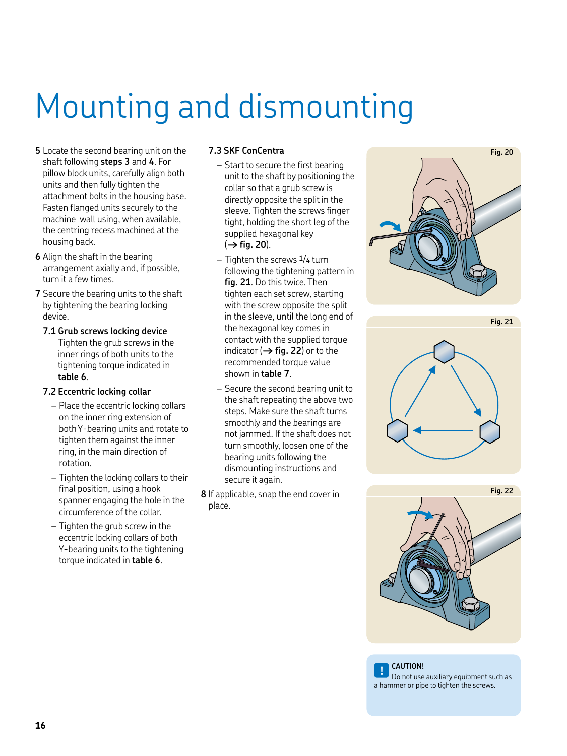# Mounting and dismounting

**5** Locate the second bearing unit on the shaft following **steps 3** and **4**. For pillow block units, carefully align both units and then fully tighten the attachment bolts in the housing base. Fasten flanged units securely to the machine wall using, when available, the centring recess machined at the housing back.

**6** Align the shaft in the bearing arrangement axially and, if possible, turn it a few times.

**7** Secure the bearing units to the shaft by tightening the bearing locking device.

### 7.1 Grub screws locking device

Tighten the grub screws in the inner rings of both units to the tightening torque indicated in **table 6**.

### 7.2 Eccentric locking collar

- Place the eccentric locking collars on the inner ring extension of both Y-bearing units and rotate to tighten them against the inner ring, in the main direction of rotation.
- Tighten the locking collars to their final position, using a hook spanner engaging the hole in the circumference of the collar.
- Tighten the grub screw in the eccentric locking collars of both Y-bearing units to the tightening torque indicated in **table 6**.

### 7.3 SKF ConCentra

- Start to secure the first bearing unit to the shaft by positioning the collar so that a grub screw is directly opposite the split in the sleeve. Tighten the screws finger tight, holding the short leg of the supplied hexagonal key (→ **fig. 20**).
- Tighten the screws 1/4 turn following the tightening pattern in **fig. 21**. Do this twice. Then tighten each set screw, starting with the screw opposite the split in the sleeve, until the long end of the hexagonal key comes in contact with the supplied torque indicator (→ **fig. 22**) or to the recommended torque value shown in **table 7**.
- Secure the second bearing unit to the shaft repeating the above two steps. Make sure the shaft turns smoothly and the bearings are not jammed. If the shaft does not turn smoothly, loosen one of the bearing units following the dismounting instructions and secure it again.

**8** If applicable, snap the end cover in place.

Fig. 20

Fig. 21

Fig. 22

**CAUTION!**
Do not use auxiliary equipment such as a hammer or pipe to tighten the screws.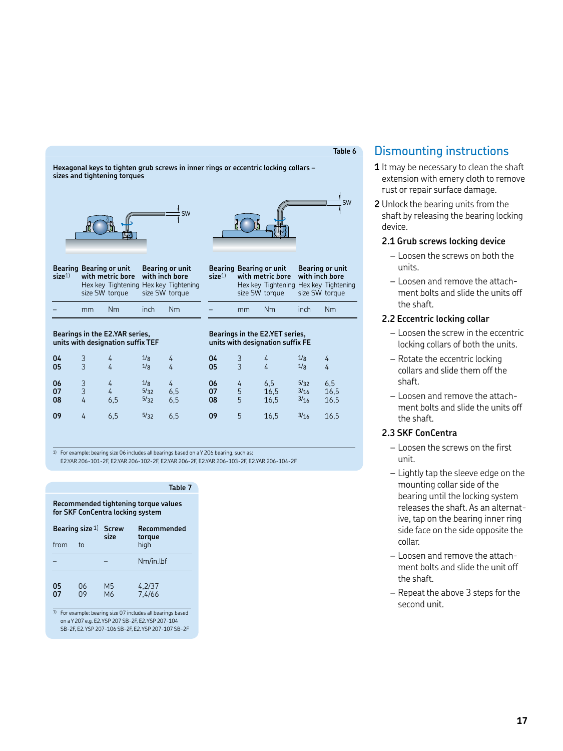Table 6

**Hexagonal keys to tighten grub screws in inner rings or eccentric locking collars – sizes and tightening torques**

| Bearing size[1] | Bearing or unit with metric bore Hex key size SW | Bearing or unit with metric bore Tightening torque | Bearing or unit with inch bore Hex key size SW | Bearing or unit with inch bore Tightening torque |
|---|---|---|---|---|
| – | mm | Nm | inch | Nm |
| **Bearings in the E2.YAR series, units with designation suffix TEF** | | | | |
| **04** | 3 | 4 | 1/8 | 4 |
| **05** | 3 | 4 | 1/8 | 4 |
| **06** | 3 | 4 | 1/8 | 4 |
| **07** | 3 | 4 | 5/32 | 6,5 |
| **08** | 4 | 6,5 | 5/32 | 6,5 |
| **09** | 4 | 6,5 | 5/32 | 6,5 |

| Bearing size[1] | Bearing or unit with metric bore Hex key size SW | Bearing or unit with metric bore Tightening torque | Bearing or unit with inch bore Hex key size SW | Bearing or unit with inch bore Tightening torque |
|---|---|---|---|---|
| – | mm | Nm | inch | Nm |
| **Bearings in the E2.YET series, units with designation suffix FE** | | | | |
| **04** | 3 | 4 | 1/8 | 4 |
| **05** | 3 | 4 | 1/8 | 4 |
| **06** | 4 | 6,5 | 5/32 | 6,5 |
| **07** | 5 | 16,5 | 3/16 | 16,5 |
| **08** | 5 | 16,5 | 3/16 | 16,5 |
| **09** | 5 | 16,5 | 3/16 | 16,5 |

[1] For example: bearing size 06 includes all bearings based on a Y 206 bearing, such as: E2.YAR 206-101-2F, E2.YAR 206-102-2F, E2.YAR 206-2F, E2.YAR 206-103-2F, E2.YAR 206-104-2F

Table 7

**Recommended tightening torque values for SKF ConCentra locking system**

| Bearing size[1] from | to | Screw size | Recommended torque high |
|---|---|---|---|
| – | | – | Nm/in.lbf |
| **05** | 06 | M5 | 4,2/37 |
| **07** | 09 | M6 | 7,4/66 |

[1] For example: bearing size 07 includes all bearings based on a Y 207 e.g. E2.YSP 207 SB-2F, E2.YSP 207-104 SB-2F, E2.YSP 207-106 SB-2F, E2.YSP 207-107 SB-2F

# Dismounting instructions

**1** It may be necessary to clean the shaft extension with emery cloth to remove rust or repair surface damage.

**2** Unlock the bearing units from the shaft by releasing the bearing locking device.

### 2.1 Grub screws locking device

- Loosen the screws on both the units.
- Loosen and remove the attachment bolts and slide the units off the shaft.

### 2.2 Eccentric locking collar

- Loosen the screw in the eccentric locking collars of both the units.
- Rotate the eccentric locking collars and slide them off the shaft.
- Loosen and remove the attachment bolts and slide the units off the shaft.

### 2.3 SKF ConCentra

- Loosen the screws on the first unit.
- Lightly tap the sleeve edge on the mounting collar side of the bearing until the locking system releases the shaft. As an alternative, tap on the bearing inner ring side face on the side opposite the collar.
- Loosen and remove the attachment bolts and slide the unit off the shaft.
- Repeat the above 3 steps for the second unit.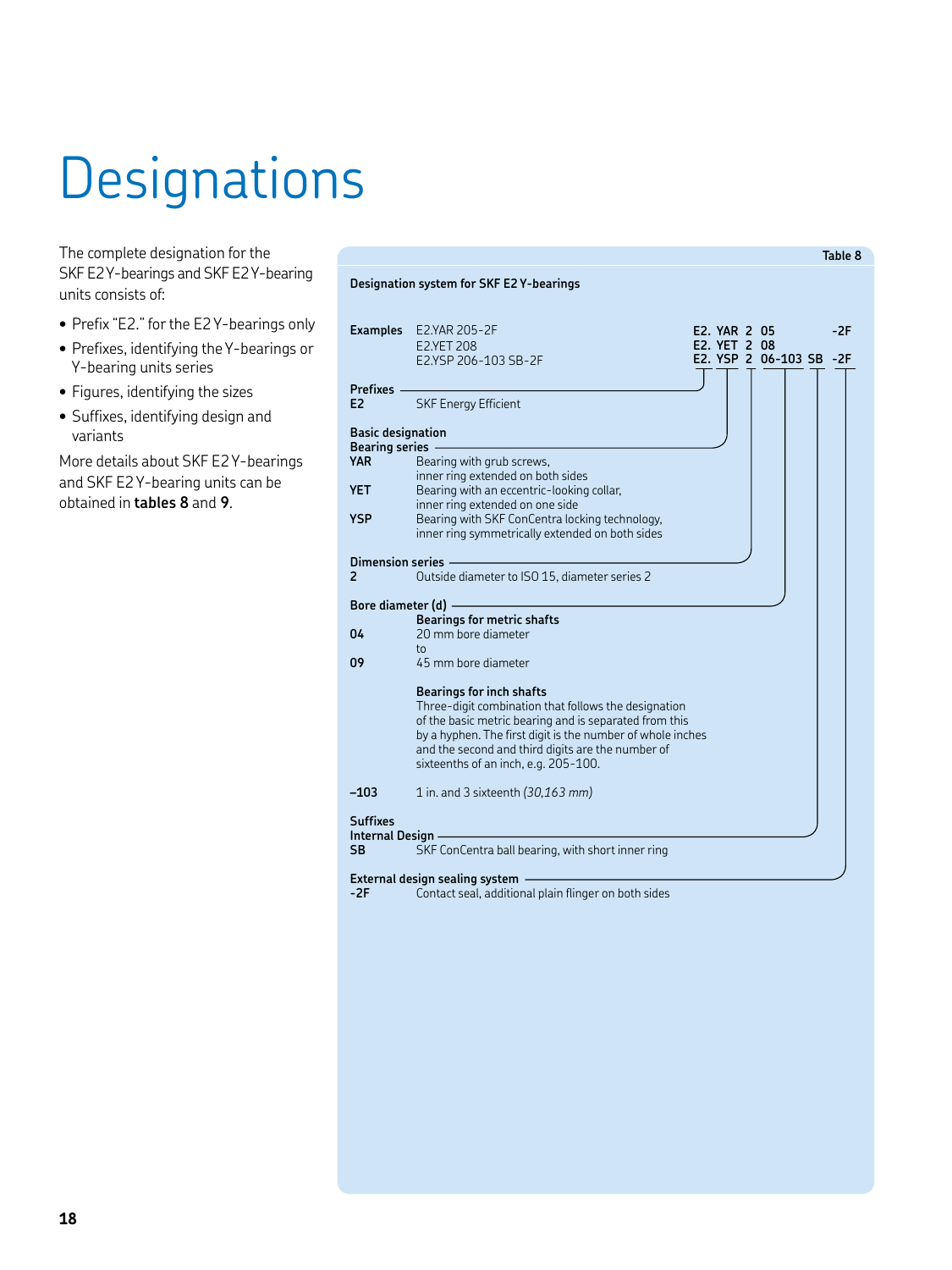# Designations

The complete designation for the SKF E2 Y-bearings and SKF E2 Y-bearing units consists of:

- Prefix "E2." for the E2 Y-bearings only
- Prefixes, identifying the Y-bearings or Y-bearing units series
- Figures, identifying the sizes
- Suffixes, identifying design and variants

More details about SKF E2 Y-bearings and SKF E2 Y-bearing units can be obtained in **tables 8** and **9**.

**Table 8**

**Designation system for SKF E2 Y-bearings**

**Examples**

| Example | Prefix | Bearing series | Dimension series | Bore diameter | Internal design | External design |
|---|---|---|---|---|---|---|
| E2.YAR 205-2F | E2. | YAR | 2 | 05 | | -2F |
| E2.YET 208 | E2. | YET | 2 | 08 | | |
| E2.YSP 206-103 SB-2F | E2. | YSP | 2 | 06-103 | SB | -2F |

**Prefixes**

| | |
|---|---|
| **E2** | SKF Energy Efficient |

**Basic designation**

**Bearing series**

| | |
|---|---|
| **YAR** | Bearing with grub screws, inner ring extended on both sides |
| **YET** | Bearing with an eccentric-looking collar, inner ring extended on one side |
| **YSP** | Bearing with SKF ConCentra locking technology, inner ring symmetrically extended on both sides |

**Dimension series**

| | |
|---|---|
| **2** | Outside diameter to ISO 15, diameter series 2 |

**Bore diameter (d)**

**Bearings for metric shafts**

| | |
|---|---|
| **04** | 20 mm bore diameter |
| | to |
| **09** | 45 mm bore diameter |

**Bearings for inch shafts**

Three-digit combination that follows the designation of the basic metric bearing and is separated from this by a hyphen. The first digit is the number of whole inches and the second and third digits are the number of sixteenths of an inch, e.g. 205-100.

| | |
|---|---|
| **–103** | 1 in. and 3 sixteenth *(30,163 mm)* |

**Suffixes**

**Internal Design**

| | |
|---|---|
| **SB** | SKF ConCentra ball bearing, with short inner ring |

**External design sealing system**

| | |
|---|---|
| **-2F** | Contact seal, additional plain flinger on both sides |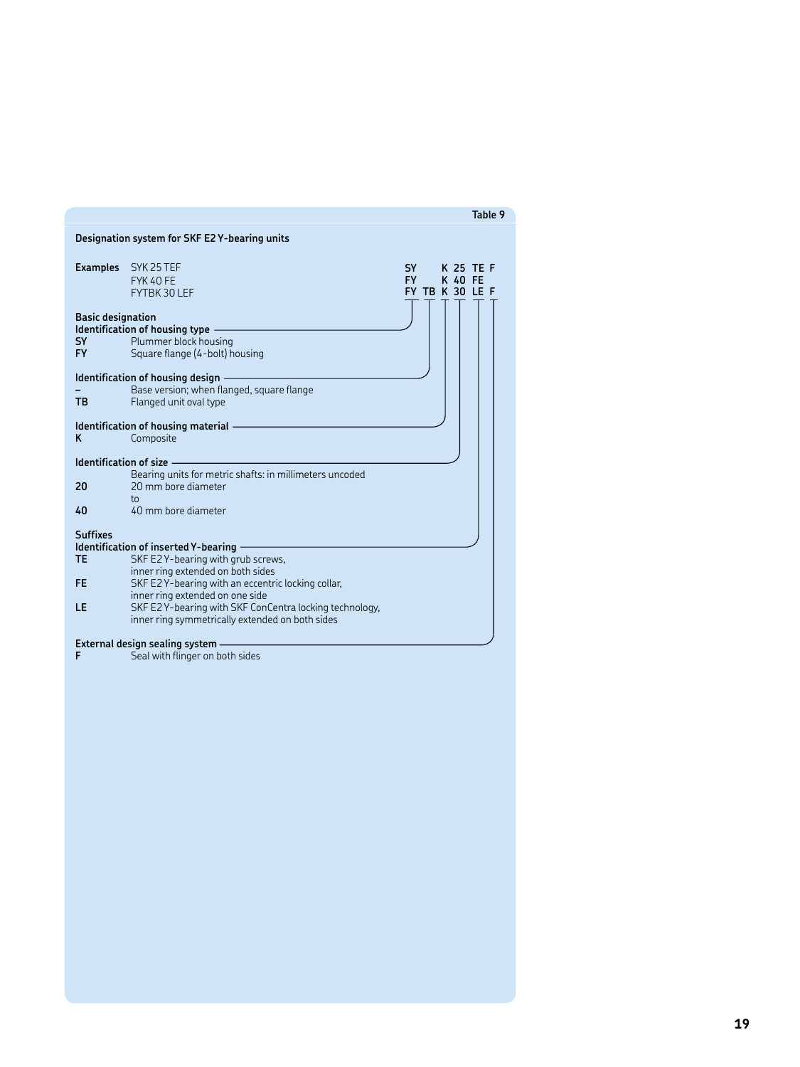Table 9

**Designation system for SKF E2 Y-bearing units**

| Examples | | SY | | K | 25 | TE | F |
|---|---|---|---|---|---|---|---|
| | SYK 25 TEF | SY | | K | 25 | TE | F |
| | FYK 40 FE | FY | | K | 40 | FE | |
| | FYTBK 30 LEF | FY | TB | K | 30 | LE | F |

**Basic designation**

**Identification of housing type**

| | |
|---|---|
| **SY** | Plummer block housing |
| **FY** | Square flange (4-bolt) housing |

**Identification of housing design**

| | |
|---|---|
| **–** | Base version; when flanged, square flange |
| **TB** | Flanged unit oval type |

**Identification of housing material**

| | |
|---|---|
| **K** | Composite |

**Identification of size**

| | |
|---|---|
| | Bearing units for metric shafts: in millimeters uncoded |
| **20** | 20 mm bore diameter |
| | to |
| **40** | 40 mm bore diameter |

**Suffixes**

**Identification of inserted Y-bearing**

| | |
|---|---|
| **TE** | SKF E2 Y-bearing with grub screws, inner ring extended on both sides |
| **FE** | SKF E2 Y-bearing with an eccentric locking collar, inner ring extended on one side |
| **LE** | SKF E2 Y-bearing with SKF ConCentra locking technology, inner ring symmetrically extended on both sides |

**External design sealing system**

| | |
|---|---|
| **F** | Seal with flinger on both sides |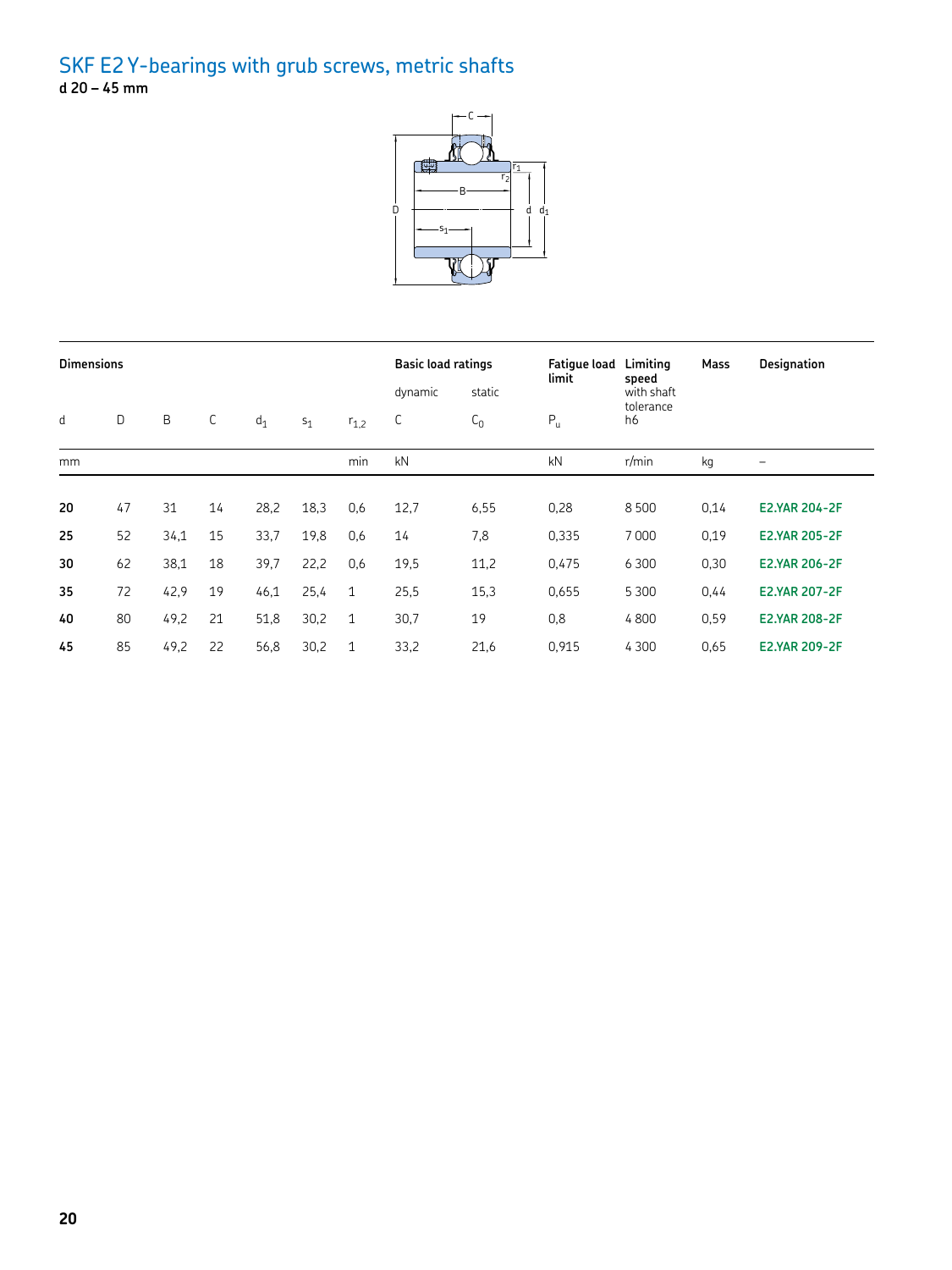# SKF E2 Y-bearings with grub screws, metric shafts

**d 20 – 45 mm**

| Dimensions | | | | | | | Basic load ratings | | Fatigue load limit | Limiting speed | Mass | Designation |
|---|---|---|---|---|---|---|---|---|---|---|---|---|
| | | | | | | | dynamic | static | | with shaft tolerance | | |
| d | D | B | C | $d_1$ | $s_1$ | $r_{1,2}$ | C | $C_0$ | $P_u$ | h6 | | |
| mm | | | | | | min | kN | | kN | r/min | kg | – |
| **20** | 47 | 31 | 14 | 28,2 | 18,3 | 0,6 | 12,7 | 6,55 | 0,28 | 8 500 | 0,14 | E2.YAR 204-2F |
| **25** | 52 | 34,1 | 15 | 33,7 | 19,8 | 0,6 | 14 | 7,8 | 0,335 | 7 000 | 0,19 | E2.YAR 205-2F |
| **30** | 62 | 38,1 | 18 | 39,7 | 22,2 | 0,6 | 19,5 | 11,2 | 0,475 | 6 300 | 0,30 | E2.YAR 206-2F |
| **35** | 72 | 42,9 | 19 | 46,1 | 25,4 | 1 | 25,5 | 15,3 | 0,655 | 5 300 | 0,44 | E2.YAR 207-2F |
| **40** | 80 | 49,2 | 21 | 51,8 | 30,2 | 1 | 30,7 | 19 | 0,8 | 4 800 | 0,59 | E2.YAR 208-2F |
| **45** | 85 | 49,2 | 22 | 56,8 | 30,2 | 1 | 33,2 | 21,6 | 0,915 | 4 300 | 0,65 | E2.YAR 209-2F |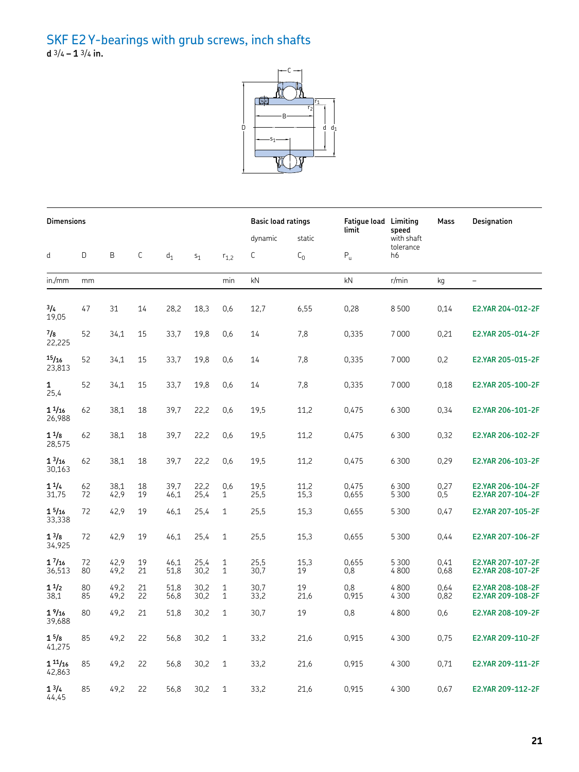## SKF E2 Y-bearings with grub screws, inch shafts

**d 3/4 – 1 3/4 in.**

| Dimensions | | | | | | | Basic load ratings | | Fatigue load limit | Limiting speed | Mass | Designation |
|---|---|---|---|---|---|---|---|---|---|---|---|---|
| | | | | | | | dynamic | static | | with shaft tolerance h6 | | |
| d | D | B | C | $d_1$ | $s_1$ | $r_{1,2}$ | C | $C_0$ | $P_u$ | | | |
| in./mm | mm | | | | | min | kN | | kN | r/min | kg | – |
| 3/4 19,05 | 47 | 31 | 14 | 28,2 | 18,3 | 0,6 | 12,7 | 6,55 | 0,28 | 8 500 | 0,14 | E2.YAR 204-012-2F |
| 7/8 22,225 | 52 | 34,1 | 15 | 33,7 | 19,8 | 0,6 | 14 | 7,8 | 0,335 | 7 000 | 0,21 | E2.YAR 205-014-2F |
| 15/16 23,813 | 52 | 34,1 | 15 | 33,7 | 19,8 | 0,6 | 14 | 7,8 | 0,335 | 7 000 | 0,2 | E2.YAR 205-015-2F |
| 1 25,4 | 52 | 34,1 | 15 | 33,7 | 19,8 | 0,6 | 14 | 7,8 | 0,335 | 7 000 | 0,18 | E2.YAR 205-100-2F |
| 1 1/16 26,988 | 62 | 38,1 | 18 | 39,7 | 22,2 | 0,6 | 19,5 | 11,2 | 0,475 | 6 300 | 0,34 | E2.YAR 206-101-2F |
| 1 1/8 28,575 | 62 | 38,1 | 18 | 39,7 | 22,2 | 0,6 | 19,5 | 11,2 | 0,475 | 6 300 | 0,32 | E2.YAR 206-102-2F |
| 1 3/16 30,163 | 62 | 38,1 | 18 | 39,7 | 22,2 | 0,6 | 19,5 | 11,2 | 0,475 | 6 300 | 0,29 | E2.YAR 206-103-2F |
| 1 1/4 31,75 | 62 | 38,1 | 18 | 39,7 | 22,2 | 0,6 | 19,5 | 11,2 | 0,475 | 6 300 | 0,27 | E2.YAR 206-104-2F |
| | 72 | 42,9 | 19 | 46,1 | 25,4 | 1 | 25,5 | 15,3 | 0,655 | 5 300 | 0,5 | E2.YAR 207-104-2F |
| 1 5/16 33,338 | 72 | 42,9 | 19 | 46,1 | 25,4 | 1 | 25,5 | 15,3 | 0,655 | 5 300 | 0,47 | E2.YAR 207-105-2F |
| 1 3/8 34,925 | 72 | 42,9 | 19 | 46,1 | 25,4 | 1 | 25,5 | 15,3 | 0,655 | 5 300 | 0,44 | E2.YAR 207-106-2F |
| 1 7/16 36,513 | 72 | 42,9 | 19 | 46,1 | 25,4 | 1 | 25,5 | 15,3 | 0,655 | 5 300 | 0,41 | E2.YAR 207-107-2F |
| | 80 | 49,2 | 21 | 51,8 | 30,2 | 1 | 30,7 | 19 | 0,8 | 4 800 | 0,68 | E2.YAR 208-107-2F |
| 1 1/2 38,1 | 80 | 49,2 | 21 | 51,8 | 30,2 | 1 | 30,7 | 19 | 0,8 | 4 800 | 0,64 | E2.YAR 208-108-2F |
| | 85 | 49,2 | 22 | 56,8 | 30,2 | 1 | 33,2 | 21,6 | 0,915 | 4 300 | 0,82 | E2.YAR 209-108-2F |
| 1 9/16 39,688 | 80 | 49,2 | 21 | 51,8 | 30,2 | 1 | 30,7 | 19 | 0,8 | 4 800 | 0,6 | E2.YAR 208-109-2F |
| 1 5/8 41,275 | 85 | 49,2 | 22 | 56,8 | 30,2 | 1 | 33,2 | 21,6 | 0,915 | 4 300 | 0,75 | E2.YAR 209-110-2F |
| 1 11/16 42,863 | 85 | 49,2 | 22 | 56,8 | 30,2 | 1 | 33,2 | 21,6 | 0,915 | 4 300 | 0,71 | E2.YAR 209-111-2F |
| 1 3/4 44,45 | 85 | 49,2 | 22 | 56,8 | 30,2 | 1 | 33,2 | 21,6 | 0,915 | 4 300 | 0,67 | E2.YAR 209-112-2F |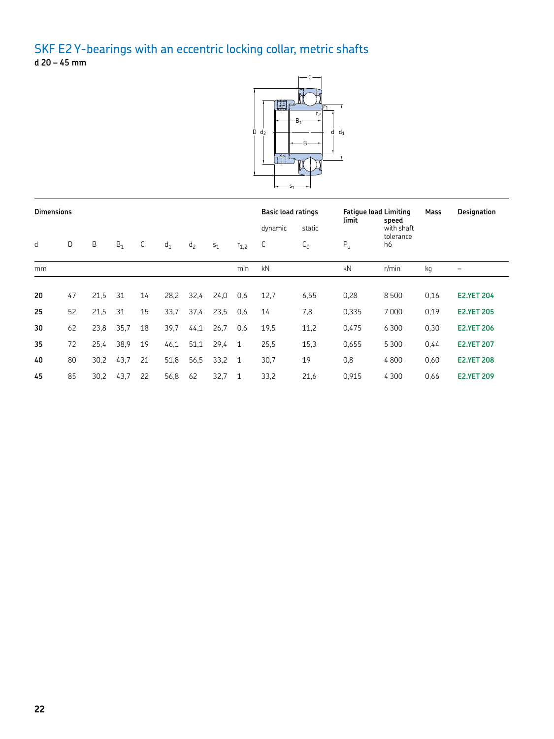# SKF E2 Y-bearings with an eccentric locking collar, metric shafts

**d 20 – 45 mm**

| Dimensions | | | | | | | | | Basic load ratings | | Fatigue load limit | Limiting speed | Mass | Designation |
|---|---|---|---|---|---|---|---|---|---|---|---|---|---|---|
| | | | | | | | | | dynamic | static | | with shaft tolerance | | |
| d | D | B | $B_1$ | C | $d_1$ | $d_2$ | $s_1$ | $r_{1,2}$ | C | $C_0$ | $P_u$ | h6 | | |
| mm | | | | | | | | min | kN | | kN | r/min | kg | – |
| **20** | 47 | 21,5 | 31 | 14 | 28,2 | 32,4 | 24,0 | 0,6 | 12,7 | 6,55 | 0,28 | 8 500 | 0,16 | **E2.YET 204** |
| **25** | 52 | 21,5 | 31 | 15 | 33,7 | 37,4 | 23,5 | 0,6 | 14 | 7,8 | 0,335 | 7 000 | 0,19 | **E2.YET 205** |
| **30** | 62 | 23,8 | 35,7 | 18 | 39,7 | 44,1 | 26,7 | 0,6 | 19,5 | 11,2 | 0,475 | 6 300 | 0,30 | **E2.YET 206** |
| **35** | 72 | 25,4 | 38,9 | 19 | 46,1 | 51,1 | 29,4 | 1 | 25,5 | 15,3 | 0,655 | 5 300 | 0,44 | **E2.YET 207** |
| **40** | 80 | 30,2 | 43,7 | 21 | 51,8 | 56,5 | 33,2 | 1 | 30,7 | 19 | 0,8 | 4 800 | 0,60 | **E2.YET 208** |
| **45** | 85 | 30,2 | 43,7 | 22 | 56,8 | 62 | 32,7 | 1 | 33,2 | 21,6 | 0,915 | 4 300 | 0,66 | **E2.YET 209** |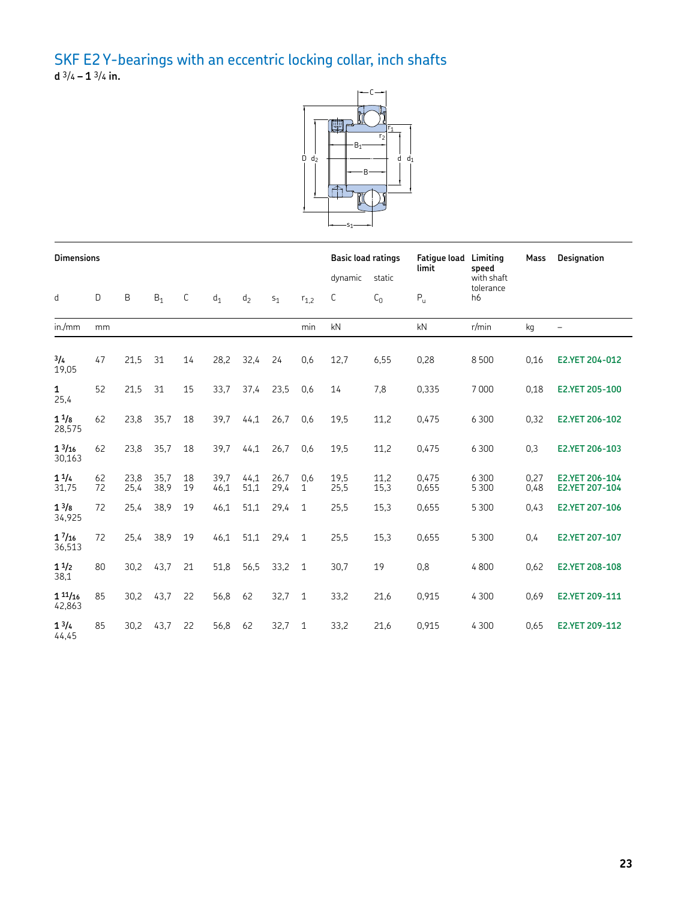## SKF E2 Y-bearings with an eccentric locking collar, inch shafts

**d 3/4 – 1 3/4 in.**

| Dimensions | | | | | | | | | Basic load ratings | | Fatigue load limit | Limiting speed | Mass | Designation |
|---|---|---|---|---|---|---|---|---|---|---|---|---|---|---|
| | | | | | | | | | dynamic | static | | with shaft tolerance h6 | | |
| d | D | B | $B_1$ | C | $d_1$ | $d_2$ | $s_1$ | $r_{1,2}$ | C | $C_0$ | $P_u$ | | | |
| in./mm | mm | | | | | | | min | kN | | kN | r/min | kg | – |
| **3/4** 19,05 | 47 | 21,5 | 31 | 14 | 28,2 | 32,4 | 24 | 0,6 | 12,7 | 6,55 | 0,28 | 8 500 | 0,16 | **E2.YET 204-012** |
| **1** 25,4 | 52 | 21,5 | 31 | 15 | 33,7 | 37,4 | 23,5 | 0,6 | 14 | 7,8 | 0,335 | 7 000 | 0,18 | **E2.YET 205-100** |
| **1 1/8** 28,575 | 62 | 23,8 | 35,7 | 18 | 39,7 | 44,1 | 26,7 | 0,6 | 19,5 | 11,2 | 0,475 | 6 300 | 0,32 | **E2.YET 206-102** |
| **1 3/16** 30,163 | 62 | 23,8 | 35,7 | 18 | 39,7 | 44,1 | 26,7 | 0,6 | 19,5 | 11,2 | 0,475 | 6 300 | 0,3 | **E2.YET 206-103** |
| **1 1/4** 31,75 | 62 | 23,8 | 35,7 | 18 | 39,7 | 44,1 | 26,7 | 0,6 | 19,5 | 11,2 | 0,475 | 6 300 | 0,27 | **E2.YET 206-104** |
| | 72 | 25,4 | 38,9 | 19 | 46,1 | 51,1 | 29,4 | 1 | 25,5 | 15,3 | 0,655 | 5 300 | 0,48 | **E2.YET 207-104** |
| **1 3/8** 34,925 | 72 | 25,4 | 38,9 | 19 | 46,1 | 51,1 | 29,4 | 1 | 25,5 | 15,3 | 0,655 | 5 300 | 0,43 | **E2.YET 207-106** |
| **1 7/16** 36,513 | 72 | 25,4 | 38,9 | 19 | 46,1 | 51,1 | 29,4 | 1 | 25,5 | 15,3 | 0,655 | 5 300 | 0,4 | **E2.YET 207-107** |
| **1 1/2** 38,1 | 80 | 30,2 | 43,7 | 21 | 51,8 | 56,5 | 33,2 | 1 | 30,7 | 19 | 0,8 | 4 800 | 0,62 | **E2.YET 208-108** |
| **1 11/16** 42,863 | 85 | 30,2 | 43,7 | 22 | 56,8 | 62 | 32,7 | 1 | 33,2 | 21,6 | 0,915 | 4 300 | 0,69 | **E2.YET 209-111** |
| **1 3/4** 44,45 | 85 | 30,2 | 43,7 | 22 | 56,8 | 62 | 32,7 | 1 | 33,2 | 21,6 | 0,915 | 4 300 | 0,65 | **E2.YET 209-112** |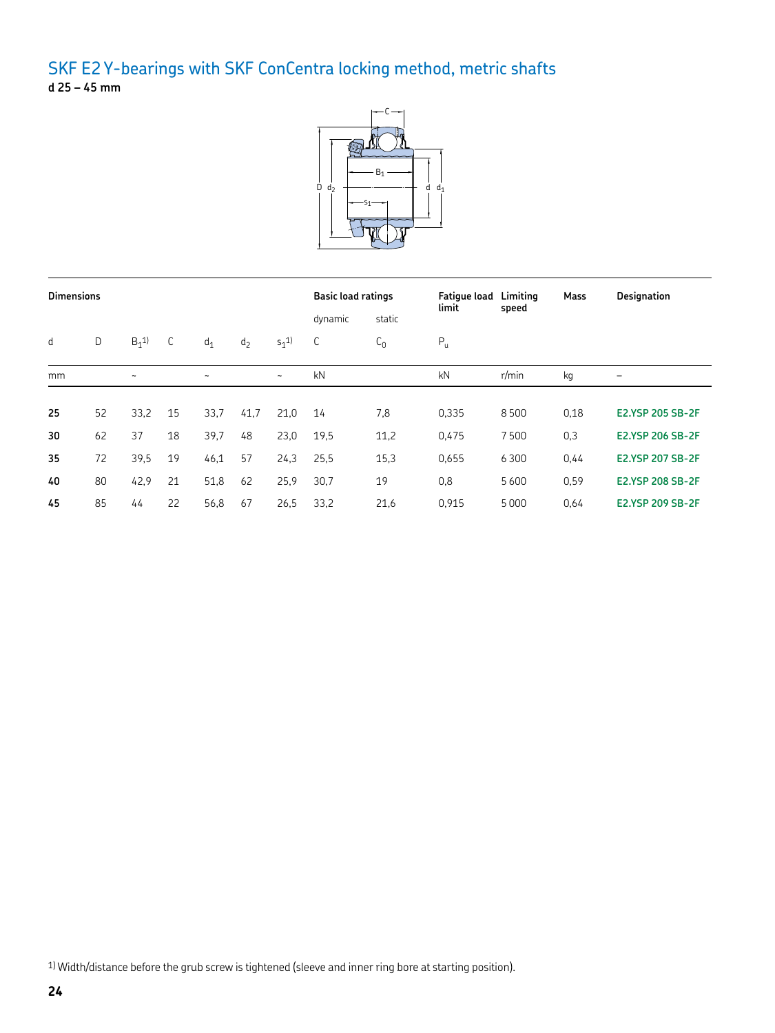## SKF E2 Y-bearings with SKF ConCentra locking method, metric shafts

**d 25 – 45 mm**

| Dimensions | | | | | | | Basic load ratings | | Fatigue load limit | Limiting speed | Mass | Designation |
|---|---|---|---|---|---|---|---|---|---|---|---|---|
| | | | | | | | dynamic | static | | | | |
| d | D | $B_1$[1] | C | $d_1$ | $d_2$ | $s_1$[1] | C | $C_0$ | $P_u$ | | | |
| mm | | ~ | | ~ | | ~ | kN | | kN | r/min | kg | – |
| **25** | 52 | 33,2 | 15 | 33,7 | 41,7 | 21,0 | 14 | 7,8 | 0,335 | 8 500 | 0,18 | **E2.YSP 205 SB-2F** |
| **30** | 62 | 37 | 18 | 39,7 | 48 | 23,0 | 19,5 | 11,2 | 0,475 | 7 500 | 0,3 | **E2.YSP 206 SB-2F** |
| **35** | 72 | 39,5 | 19 | 46,1 | 57 | 24,3 | 25,5 | 15,3 | 0,655 | 6 300 | 0,44 | **E2.YSP 207 SB-2F** |
| **40** | 80 | 42,9 | 21 | 51,8 | 62 | 25,9 | 30,7 | 19 | 0,8 | 5 600 | 0,59 | **E2.YSP 208 SB-2F** |
| **45** | 85 | 44 | 22 | 56,8 | 67 | 26,5 | 33,2 | 21,6 | 0,915 | 5 000 | 0,64 | **E2.YSP 209 SB-2F** |

[1] Width/distance before the grub screw is tightened (sleeve and inner ring bore at starting position).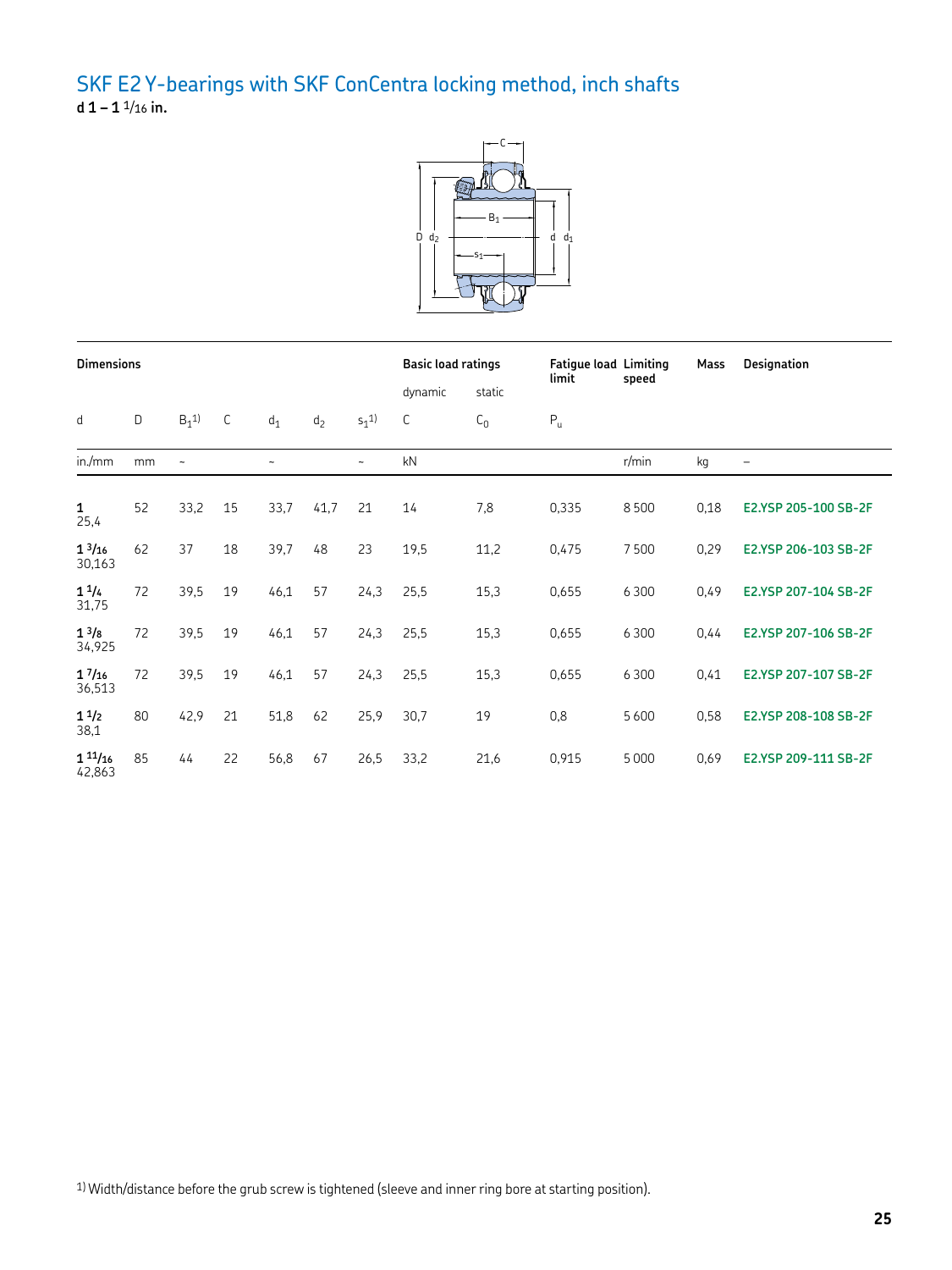## SKF E2 Y-bearings with SKF ConCentra locking method, inch shafts

**d 1 – 1 11/16 in.**

| Dimensions | | | | | | | Basic load ratings | | Fatigue load limit | Limiting speed | Mass | Designation |
|---|---|---|---|---|---|---|---|---|---|---|---|---|
| | | | | | | | dynamic | static | | | | |
| d | D | $B_1$[1] | C | $d_1$ | $d_2$ | $s_1$[1] | C | $C_0$ | $P_u$ | | | |
| in./mm | mm | ~ | | ~ | | ~ | kN | | | r/min | kg | – |
| **1** 25,4 | 52 | 33,2 | 15 | 33,7 | 41,7 | 21 | 14 | 7,8 | 0,335 | 8 500 | 0,18 | **E2.YSP 205-100 SB-2F** |
| **1 3/16** 30,163 | 62 | 37 | 18 | 39,7 | 48 | 23 | 19,5 | 11,2 | 0,475 | 7 500 | 0,29 | **E2.YSP 206-103 SB-2F** |
| **1 1/4** 31,75 | 72 | 39,5 | 19 | 46,1 | 57 | 24,3 | 25,5 | 15,3 | 0,655 | 6 300 | 0,49 | **E2.YSP 207-104 SB-2F** |
| **1 3/8** 34,925 | 72 | 39,5 | 19 | 46,1 | 57 | 24,3 | 25,5 | 15,3 | 0,655 | 6 300 | 0,44 | **E2.YSP 207-106 SB-2F** |
| **1 7/16** 36,513 | 72 | 39,5 | 19 | 46,1 | 57 | 24,3 | 25,5 | 15,3 | 0,655 | 6 300 | 0,41 | **E2.YSP 207-107 SB-2F** |
| **1 1/2** 38,1 | 80 | 42,9 | 21 | 51,8 | 62 | 25,9 | 30,7 | 19 | 0,8 | 5 600 | 0,58 | **E2.YSP 208-108 SB-2F** |
| **1 11/16** 42,863 | 85 | 44 | 22 | 56,8 | 67 | 26,5 | 33,2 | 21,6 | 0,915 | 5 000 | 0,69 | **E2.YSP 209-111 SB-2F** |

[1] Width/distance before the grub screw is tightened (sleeve and inner ring bore at starting position).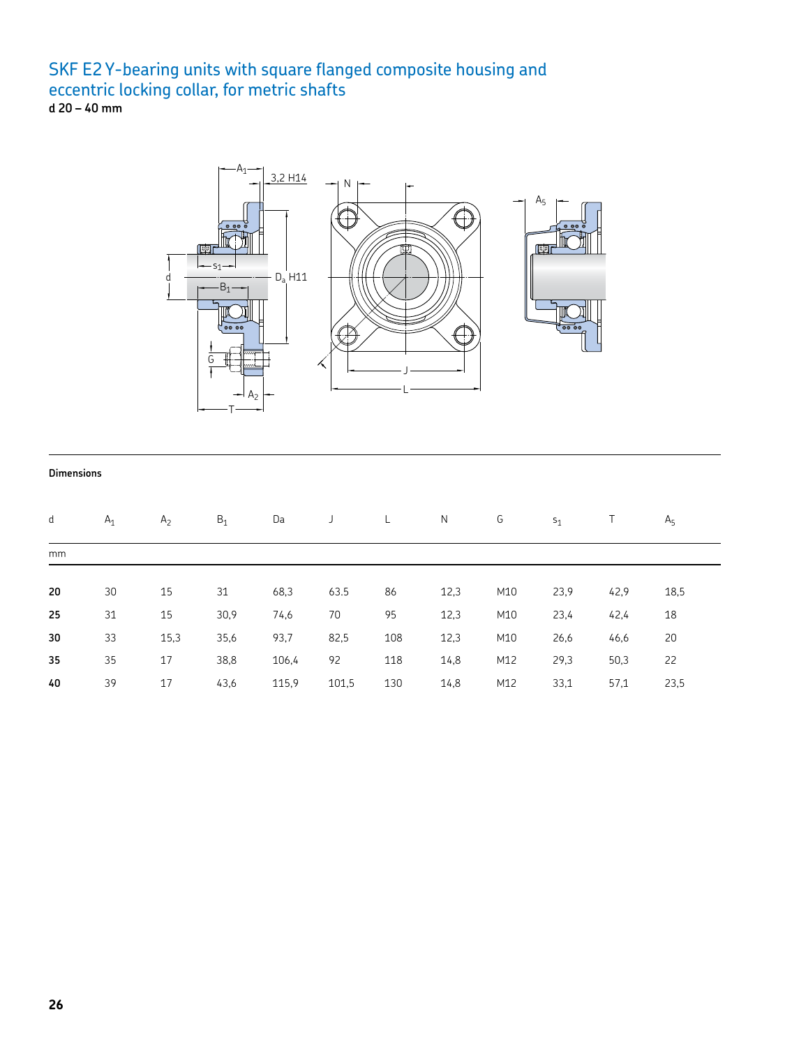# SKF E2 Y-bearing units with square flanged composite housing and eccentric locking collar, for metric shafts

**d 20 – 40 mm**

**Dimensions**

| d | $A_1$ | $A_2$ | $B_1$ | Da | J | L | N | G | $s_1$ | T | $A_5$ |
|---|---|---|---|---|---|---|---|---|---|---|---|
| mm | | | | | | | | | | | |
| **20** | 30 | 15 | 31 | 68,3 | 63.5 | 86 | 12,3 | M10 | 23,9 | 42,9 | 18,5 |
| **25** | 31 | 15 | 30,9 | 74,6 | 70 | 95 | 12,3 | M10 | 23,4 | 42,4 | 18 |
| **30** | 33 | 15,3 | 35,6 | 93,7 | 82,5 | 108 | 12,3 | M10 | 26,6 | 46,6 | 20 |
| **35** | 35 | 17 | 38,8 | 106,4 | 92 | 118 | 14,8 | M12 | 29,3 | 50,3 | 22 |
| **40** | 39 | 17 | 43,6 | 115,9 | 101,5 | 130 | 14,8 | M12 | 33,1 | 57,1 | 23,5 |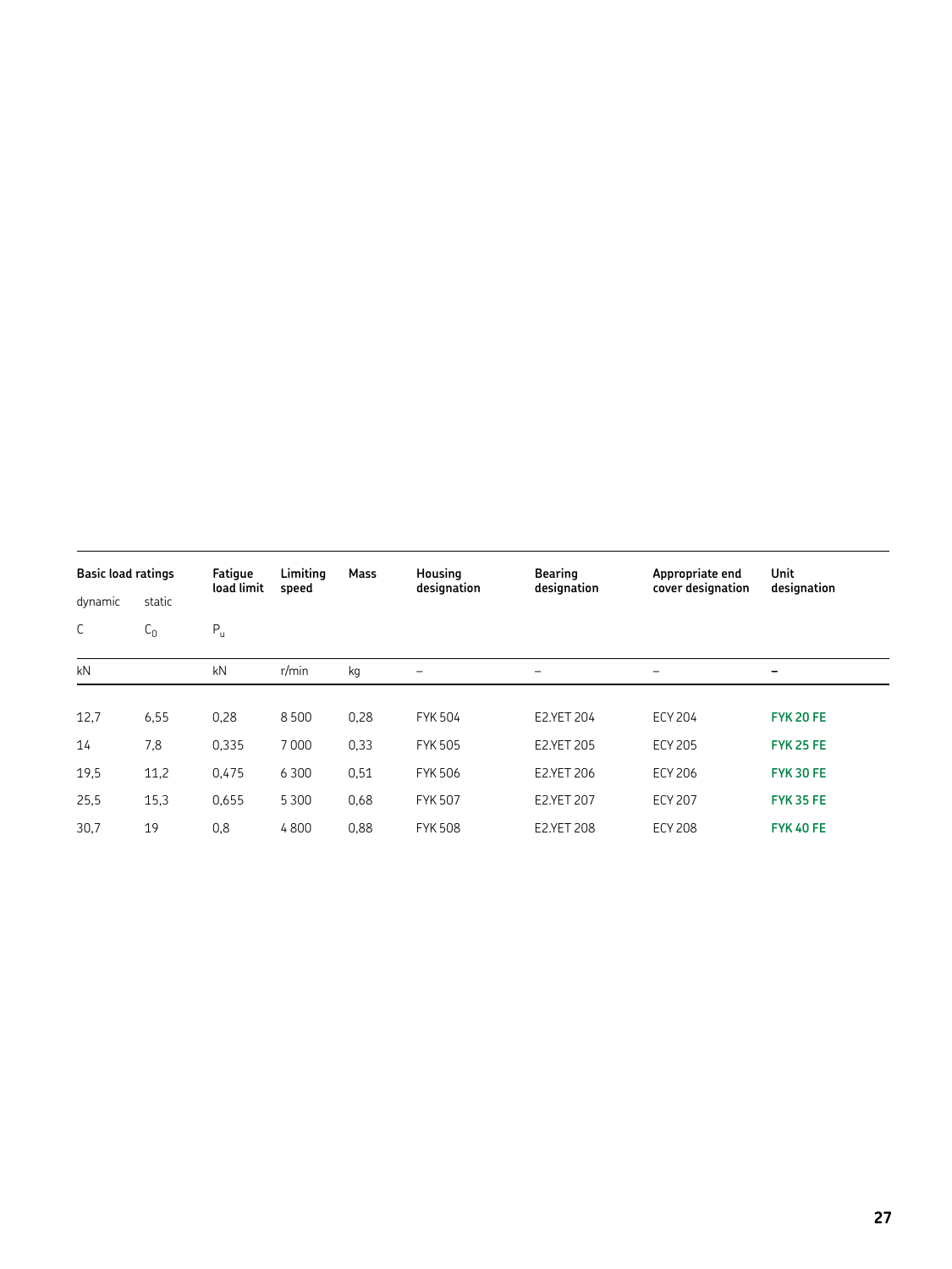| Basic load ratings | | Fatigue load limit | Limiting speed | Mass | Housing designation | Bearing designation | Appropriate end cover designation | Unit designation |
|---|---|---|---|---|---|---|---|---|
| dynamic | static | | | | | | | |
| $C$ | $C_0$ | $P_u$ | | | | | | |
| kN | | kN | r/min | kg | – | – | – | – |
| 12,7 | 6,55 | 0,28 | 8 500 | 0,28 | FYK 504 | E2.YET 204 | ECY 204 | **FYK 20 FE** |
| 14 | 7,8 | 0,335 | 7 000 | 0,33 | FYK 505 | E2.YET 205 | ECY 205 | **FYK 25 FE** |
| 19,5 | 11,2 | 0,475 | 6 300 | 0,51 | FYK 506 | E2.YET 206 | ECY 206 | **FYK 30 FE** |
| 25,5 | 15,3 | 0,655 | 5 300 | 0,68 | FYK 507 | E2.YET 207 | ECY 207 | **FYK 35 FE** |
| 30,7 | 19 | 0,8 | 4 800 | 0,88 | FYK 508 | E2.YET 208 | ECY 208 | **FYK 40 FE** |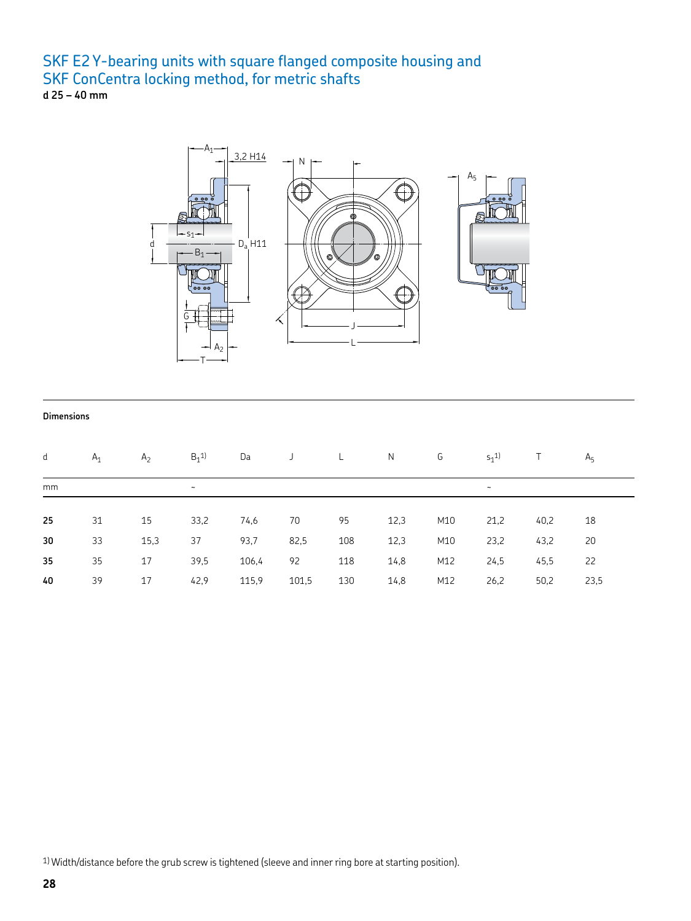# SKF E2 Y-bearing units with square flanged composite housing and SKF ConCentra locking method, for metric shafts

**d 25 – 40 mm**

**Dimensions**

| d | $A_1$ | $A_2$ | $B_1$[1] | Da | J | L | N | G | $s_1$[1] | T | $A_5$ |
|---|---|---|---|---|---|---|---|---|---|---|---|
| mm | | | ~ | | | | | | ~ | | |
| **25** | 31 | 15 | 33,2 | 74,6 | 70 | 95 | 12,3 | M10 | 21,2 | 40,2 | 18 |
| **30** | 33 | 15,3 | 37 | 93,7 | 82,5 | 108 | 12,3 | M10 | 23,2 | 43,2 | 20 |
| **35** | 35 | 17 | 39,5 | 106,4 | 92 | 118 | 14,8 | M12 | 24,5 | 45,5 | 22 |
| **40** | 39 | 17 | 42,9 | 115,9 | 101,5 | 130 | 14,8 | M12 | 26,2 | 50,2 | 23,5 |

[1] Width/distance before the grub screw is tightened (sleeve and inner ring bore at starting position).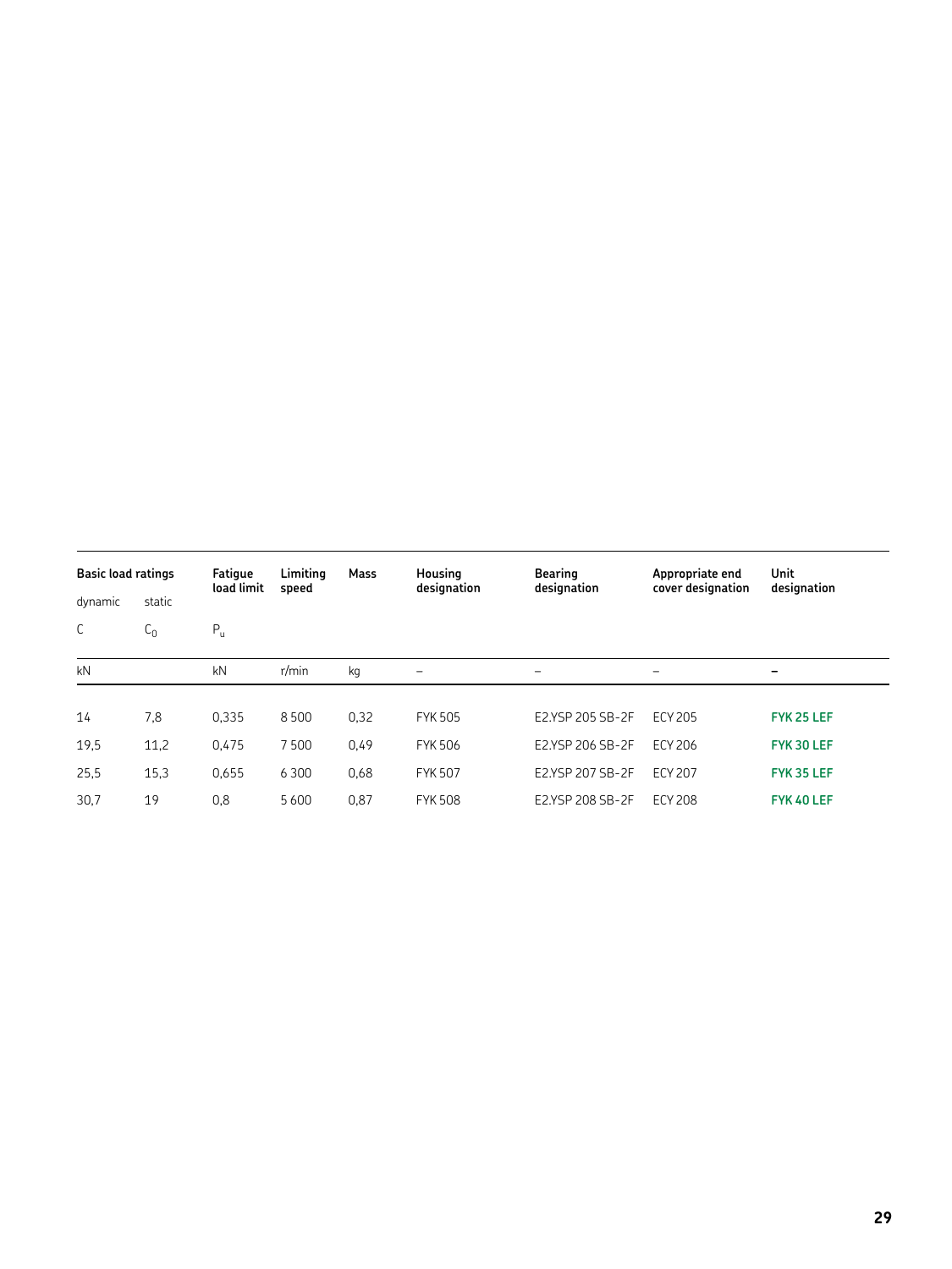| Basic load ratings | | Fatigue load limit | Limiting speed | Mass | Housing designation | Bearing designation | Appropriate end cover designation | Unit designation |
|---|---|---|---|---|---|---|---|---|
| dynamic | static | | | | | | | |
| C | $C_0$ | $P_u$ | | | | | | |
| kN | | kN | r/min | kg | – | – | – | – |
| 14 | 7,8 | 0,335 | 8 500 | 0,32 | FYK 505 | E2.YSP 205 SB-2F | ECY 205 | **FYK 25 LEF** |
| 19,5 | 11,2 | 0,475 | 7 500 | 0,49 | FYK 506 | E2.YSP 206 SB-2F | ECY 206 | **FYK 30 LEF** |
| 25,5 | 15,3 | 0,655 | 6 300 | 0,68 | FYK 507 | E2.YSP 207 SB-2F | ECY 207 | **FYK 35 LEF** |
| 30,7 | 19 | 0,8 | 5 600 | 0,87 | FYK 508 | E2.YSP 208 SB-2F | ECY 208 | **FYK 40 LEF** |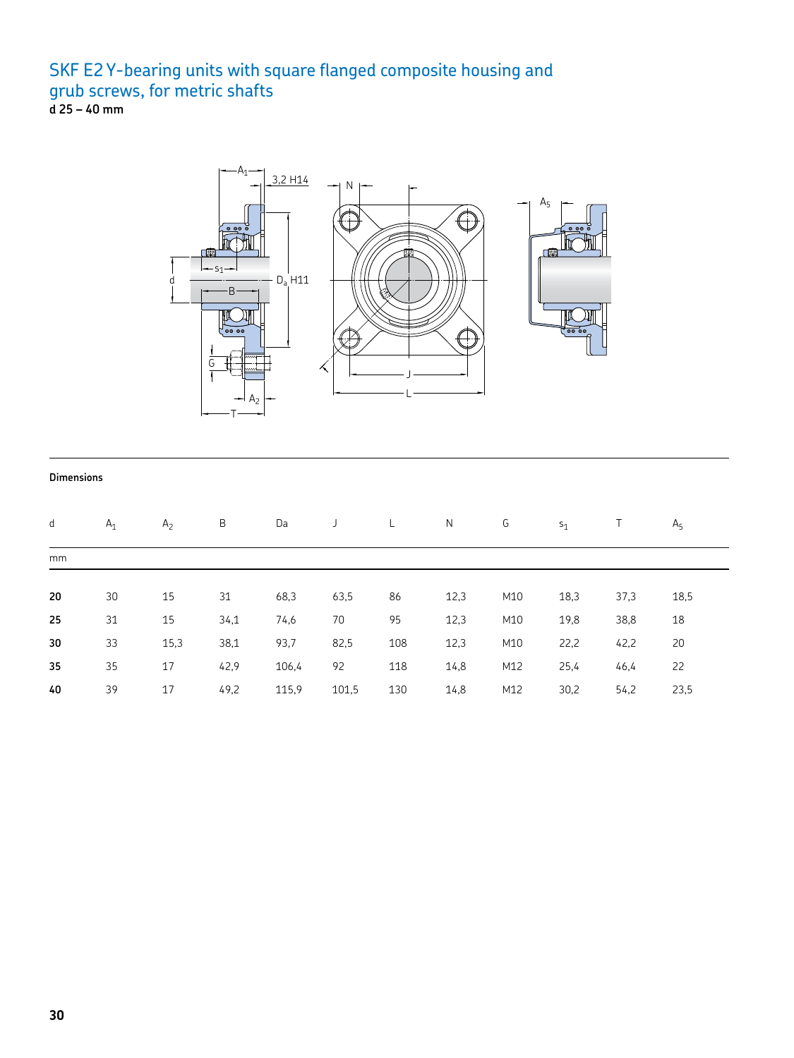## SKF E2 Y-bearing units with square flanged composite housing and grub screws, for metric shafts

**d 25 – 40 mm**

**Dimensions**

| d | $A_1$ | $A_2$ | B | Da | J | L | N | G | $s_1$ | T | $A_5$ |
|---|---|---|---|---|---|---|---|---|---|---|---|
| mm | | | | | | | | | | | |
| **20** | 30 | 15 | 31 | 68,3 | 63,5 | 86 | 12,3 | M10 | 18,3 | 37,3 | 18,5 |
| **25** | 31 | 15 | 34,1 | 74,6 | 70 | 95 | 12,3 | M10 | 19,8 | 38,8 | 18 |
| **30** | 33 | 15,3 | 38,1 | 93,7 | 82,5 | 108 | 12,3 | M10 | 22,2 | 42,2 | 20 |
| **35** | 35 | 17 | 42,9 | 106,4 | 92 | 118 | 14,8 | M12 | 25,4 | 46,4 | 22 |
| **40** | 39 | 17 | 49,2 | 115,9 | 101,5 | 130 | 14,8 | M12 | 30,2 | 54,2 | 23,5 |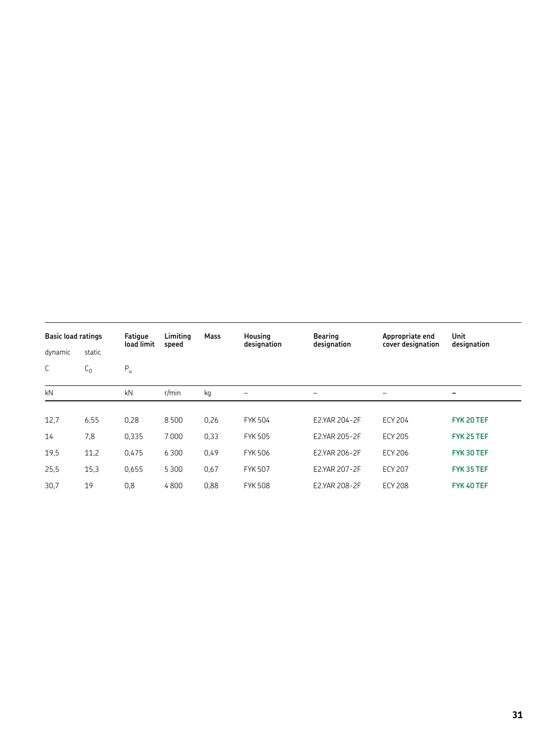| Basic load ratings | | Fatigue load limit | Limiting speed | Mass | Housing designation | Bearing designation | Appropriate end cover designation | Unit designation |
|---|---|---|---|---|---|---|---|---|
| dynamic | static | | | | | | | |
| C | $C_0$ | $P_u$ | | | | | | |
| kN | | kN | r/min | kg | – | – | – | – |
| 12,7 | 6,55 | 0,28 | 8 500 | 0,26 | FYK 504 | E2.YAR 204-2F | ECY 204 | **FYK 20 TEF** |
| 14 | 7,8 | 0,335 | 7 000 | 0,33 | FYK 505 | E2.YAR 205-2F | ECY 205 | **FYK 25 TEF** |
| 19,5 | 11,2 | 0,475 | 6 300 | 0,49 | FYK 506 | E2.YAR 206-2F | ECY 206 | **FYK 30 TEF** |
| 25,5 | 15,3 | 0,655 | 5 300 | 0,67 | FYK 507 | E2.YAR 207-2F | ECY 207 | **FYK 35 TEF** |
| 30,7 | 19 | 0,8 | 4 800 | 0,88 | FYK 508 | E2.YAR 208-2F | ECY 208 | **FYK 40 TEF** |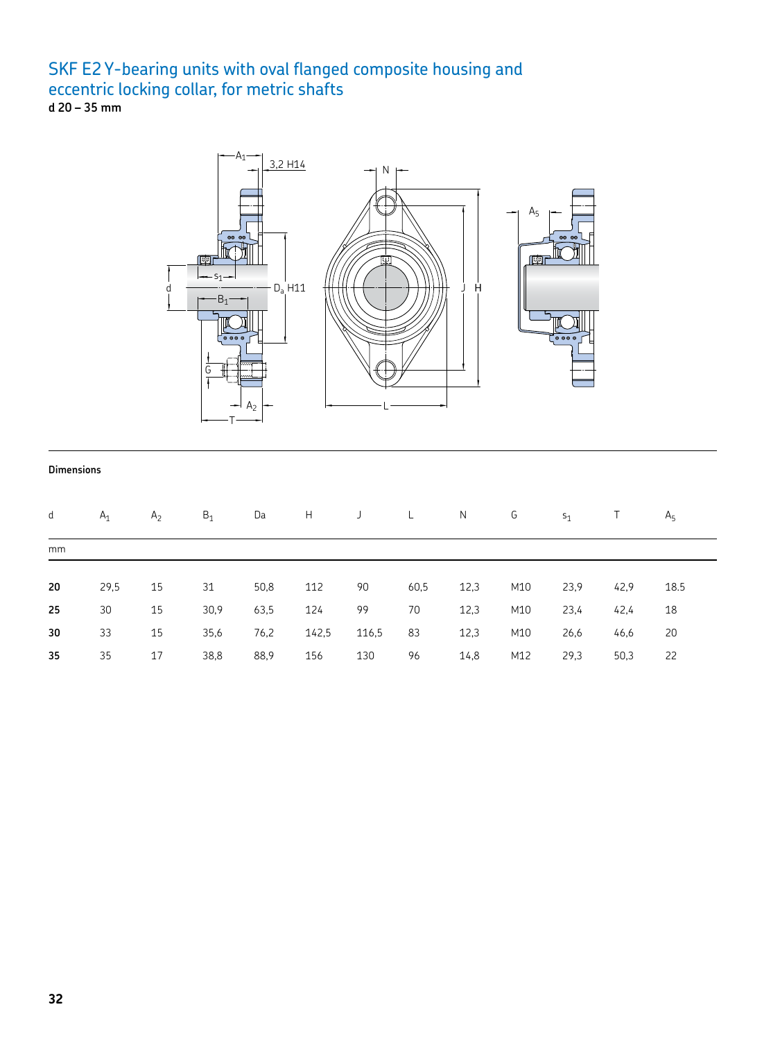# SKF E2 Y-bearing units with oval flanged composite housing and eccentric locking collar, for metric shafts

**d 20 – 35 mm**

**Dimensions**

| d | $A_1$ | $A_2$ | $B_1$ | Da | H | J | L | N | G | $s_1$ | T | $A_5$ |
|---|---|---|---|---|---|---|---|---|---|---|---|---|
| mm | | | | | | | | | | | | |
| **20** | 29,5 | 15 | 31 | 50,8 | 112 | 90 | 60,5 | 12,3 | M10 | 23,9 | 42,9 | 18.5 |
| **25** | 30 | 15 | 30,9 | 63,5 | 124 | 99 | 70 | 12,3 | M10 | 23,4 | 42,4 | 18 |
| **30** | 33 | 15 | 35,6 | 76,2 | 142,5 | 116,5 | 83 | 12,3 | M10 | 26,6 | 46,6 | 20 |
| **35** | 35 | 17 | 38,8 | 88,9 | 156 | 130 | 96 | 14,8 | M12 | 29,3 | 50,3 | 22 |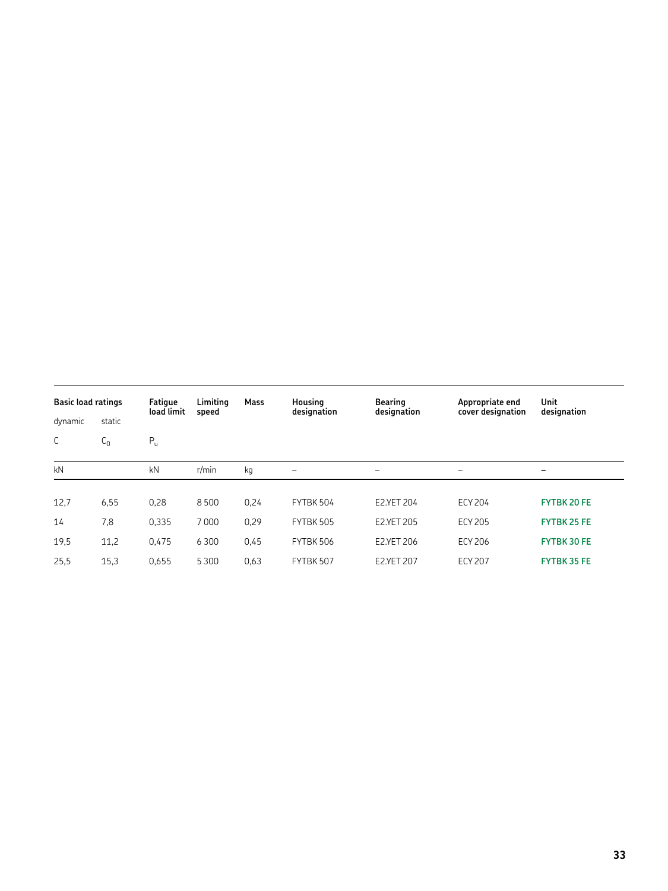| Basic load ratings | | Fatigue load limit | Limiting speed | Mass | Housing designation | Bearing designation | Appropriate end cover designation | Unit designation |
|---|---|---|---|---|---|---|---|---|
| dynamic | static | | | | | | | |
| C | $C_0$ | $P_u$ | | | | | | |
| kN | | kN | r/min | kg | – | – | – | – |
| 12,7 | 6,55 | 0,28 | 8 500 | 0,24 | FYTBK 504 | E2.YET 204 | ECY 204 | **FYTBK 20 FE** |
| 14 | 7,8 | 0,335 | 7 000 | 0,29 | FYTBK 505 | E2.YET 205 | ECY 205 | **FYTBK 25 FE** |
| 19,5 | 11,2 | 0,475 | 6 300 | 0,45 | FYTBK 506 | E2.YET 206 | ECY 206 | **FYTBK 30 FE** |
| 25,5 | 15,3 | 0,655 | 5 300 | 0,63 | FYTBK 507 | E2.YET 207 | ECY 207 | **FYTBK 35 FE** |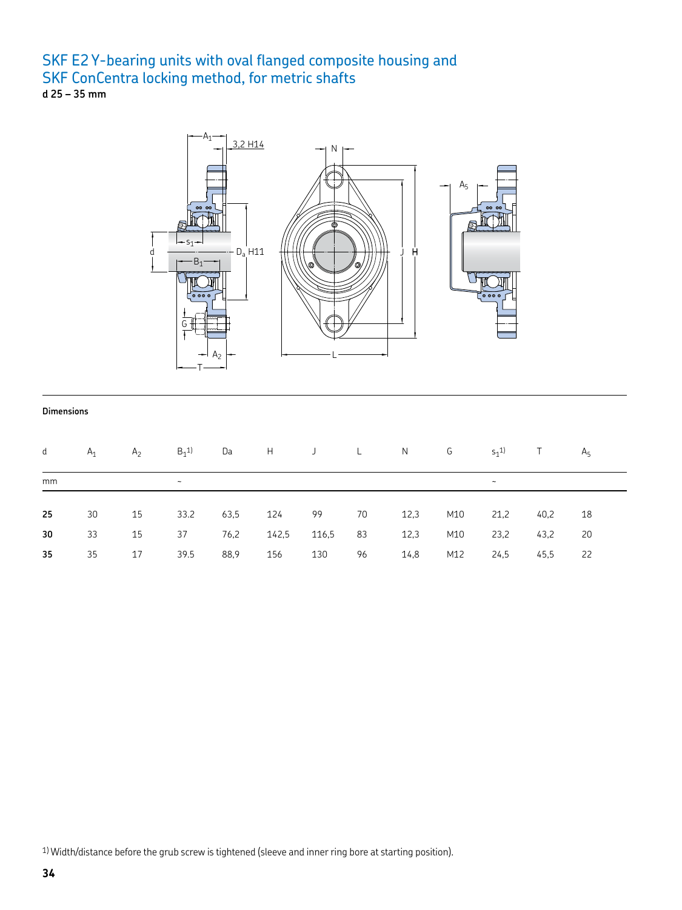# SKF E2 Y-bearing units with oval flanged composite housing and SKF ConCentra locking method, for metric shafts

**d 25 – 35 mm**

**Dimensions**

| d | $A_1$ | $A_2$ | $B_1$[1] | Da | H | J | L | N | G | $s_1$[1] | T | $A_5$ |
|---|---|---|---|---|---|---|---|---|---|---|---|---|
| mm | | | ~ | | | | | | | ~ | | |
| **25** | 30 | 15 | 33.2 | 63,5 | 124 | 99 | 70 | 12,3 | M10 | 21,2 | 40,2 | 18 |
| **30** | 33 | 15 | 37 | 76,2 | 142,5 | 116,5 | 83 | 12,3 | M10 | 23,2 | 43,2 | 20 |
| **35** | 35 | 17 | 39.5 | 88,9 | 156 | 130 | 96 | 14,8 | M12 | 24,5 | 45,5 | 22 |

[1] Width/distance before the grub screw is tightened (sleeve and inner ring bore at starting position).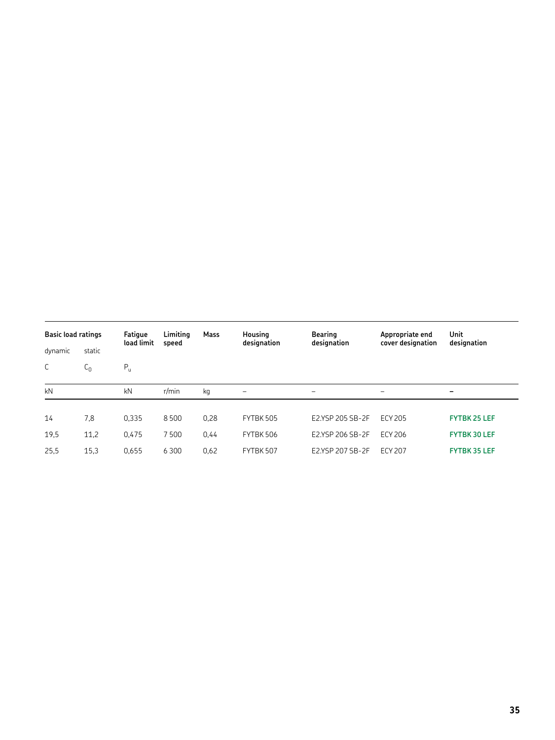| Basic load ratings | | Fatigue load limit | Limiting speed | Mass | Housing designation | Bearing designation | Appropriate end cover designation | Unit designation |
|---|---|---|---|---|---|---|---|---|
| dynamic | static | | | | | | | |
| C | $C_0$ | $P_u$ | | | | | | |
| kN | | kN | r/min | kg | – | – | – | – |
| 14 | 7,8 | 0,335 | 8 500 | 0,28 | FYTBK 505 | E2.YSP 205 SB-2F | ECY 205 | **FYTBK 25 LEF** |
| 19,5 | 11,2 | 0,475 | 7 500 | 0,44 | FYTBK 506 | E2.YSP 206 SB-2F | ECY 206 | **FYTBK 30 LEF** |
| 25,5 | 15,3 | 0,655 | 6 300 | 0,62 | FYTBK 507 | E2.YSP 207 SB-2F | ECY 207 | **FYTBK 35 LEF** |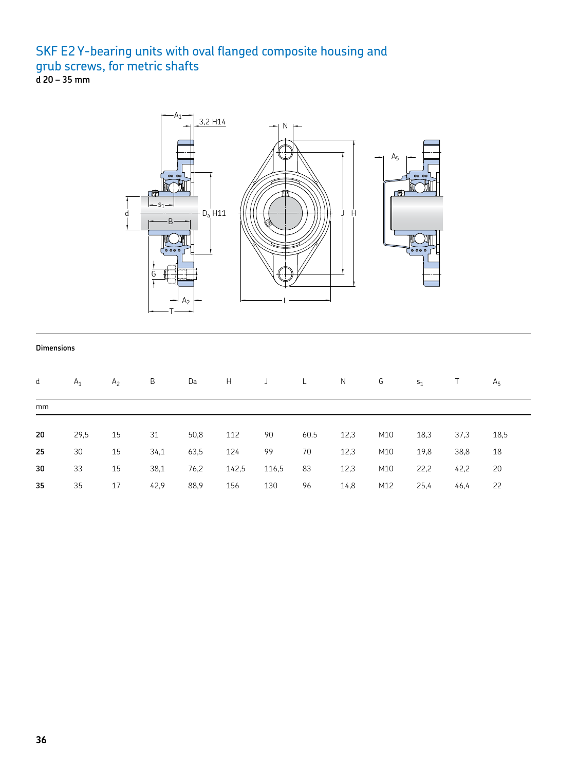# SKF E2 Y-bearing units with oval flanged composite housing and grub screws, for metric shafts

**d 20 – 35 mm**

**Dimensions**

| d | $A_1$ | $A_2$ | B | Da | H | J | L | N | G | $s_1$ | T | $A_5$ |
|---|---|---|---|---|---|---|---|---|---|---|---|---|
| mm | | | | | | | | | | | | |
| **20** | 29,5 | 15 | 31 | 50,8 | 112 | 90 | 60.5 | 12,3 | M10 | 18,3 | 37,3 | 18,5 |
| **25** | 30 | 15 | 34,1 | 63,5 | 124 | 99 | 70 | 12,3 | M10 | 19,8 | 38,8 | 18 |
| **30** | 33 | 15 | 38,1 | 76,2 | 142,5 | 116,5 | 83 | 12,3 | M10 | 22,2 | 42,2 | 20 |
| **35** | 35 | 17 | 42,9 | 88,9 | 156 | 130 | 96 | 14,8 | M12 | 25,4 | 46,4 | 22 |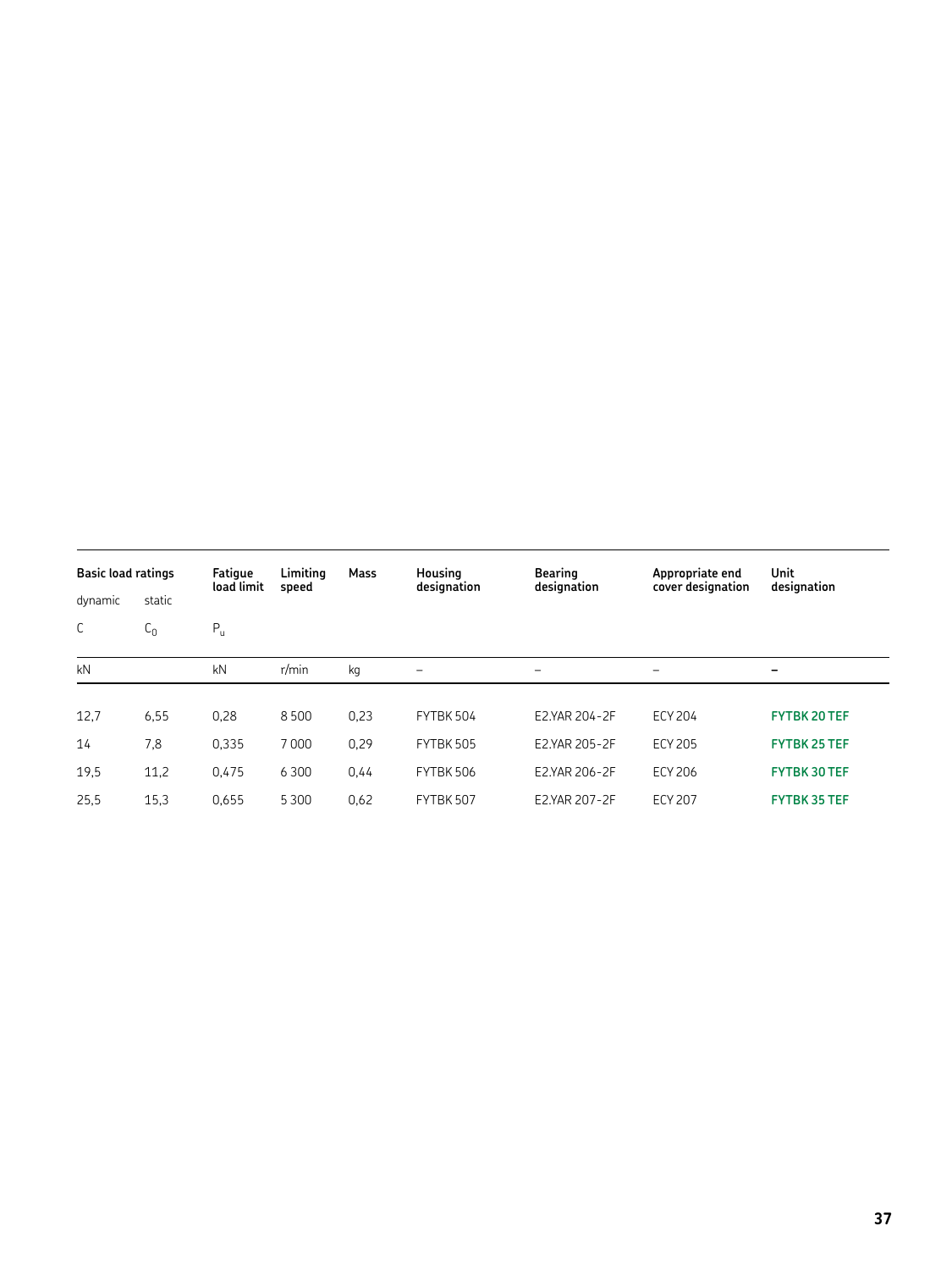| Basic load ratings | | Fatigue load limit | Limiting speed | Mass | Housing designation | Bearing designation | Appropriate end cover designation | Unit designation |
|---|---|---|---|---|---|---|---|---|
| dynamic | static | | | | | | | |
| C | $C_0$ | $P_u$ | | | | | | |
| kN | | kN | r/min | kg | – | – | – | – |
| 12,7 | 6,55 | 0,28 | 8 500 | 0,23 | FYTBK 504 | E2.YAR 204-2F | ECY 204 | **FYTBK 20 TEF** |
| 14 | 7,8 | 0,335 | 7 000 | 0,29 | FYTBK 505 | E2.YAR 205-2F | ECY 205 | **FYTBK 25 TEF** |
| 19,5 | 11,2 | 0,475 | 6 300 | 0,44 | FYTBK 506 | E2.YAR 206-2F | ECY 206 | **FYTBK 30 TEF** |
| 25,5 | 15,3 | 0,655 | 5 300 | 0,62 | FYTBK 507 | E2.YAR 207-2F | ECY 207 | **FYTBK 35 TEF** |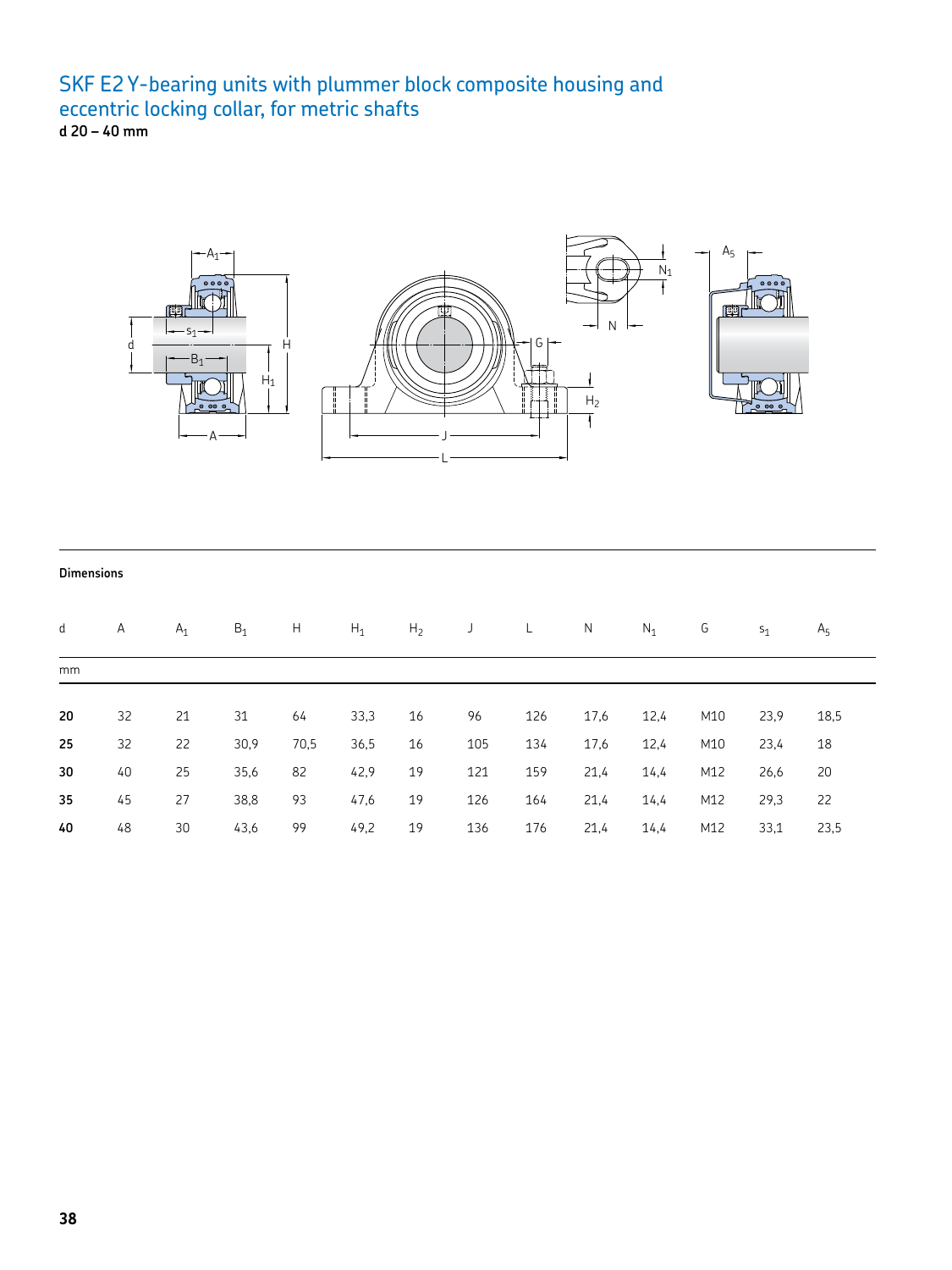# SKF E2 Y-bearing units with plummer block composite housing and eccentric locking collar, for metric shafts

**d 20 – 40 mm**

**Dimensions**

| d | A | $A_1$ | $B_1$ | H | $H_1$ | $H_2$ | J | L | N | $N_1$ | G | $s_1$ | $A_5$ |
|---|---|---|---|---|---|---|---|---|---|---|---|---|---|
| mm | | | | | | | | | | | | | |
| **20** | 32 | 21 | 31 | 64 | 33,3 | 16 | 96 | 126 | 17,6 | 12,4 | M10 | 23,9 | 18,5 |
| **25** | 32 | 22 | 30,9 | 70,5 | 36,5 | 16 | 105 | 134 | 17,6 | 12,4 | M10 | 23,4 | 18 |
| **30** | 40 | 25 | 35,6 | 82 | 42,9 | 19 | 121 | 159 | 21,4 | 14,4 | M12 | 26,6 | 20 |
| **35** | 45 | 27 | 38,8 | 93 | 47,6 | 19 | 126 | 164 | 21,4 | 14,4 | M12 | 29,3 | 22 |
| **40** | 48 | 30 | 43,6 | 99 | 49,2 | 19 | 136 | 176 | 21,4 | 14,4 | M12 | 33,1 | 23,5 |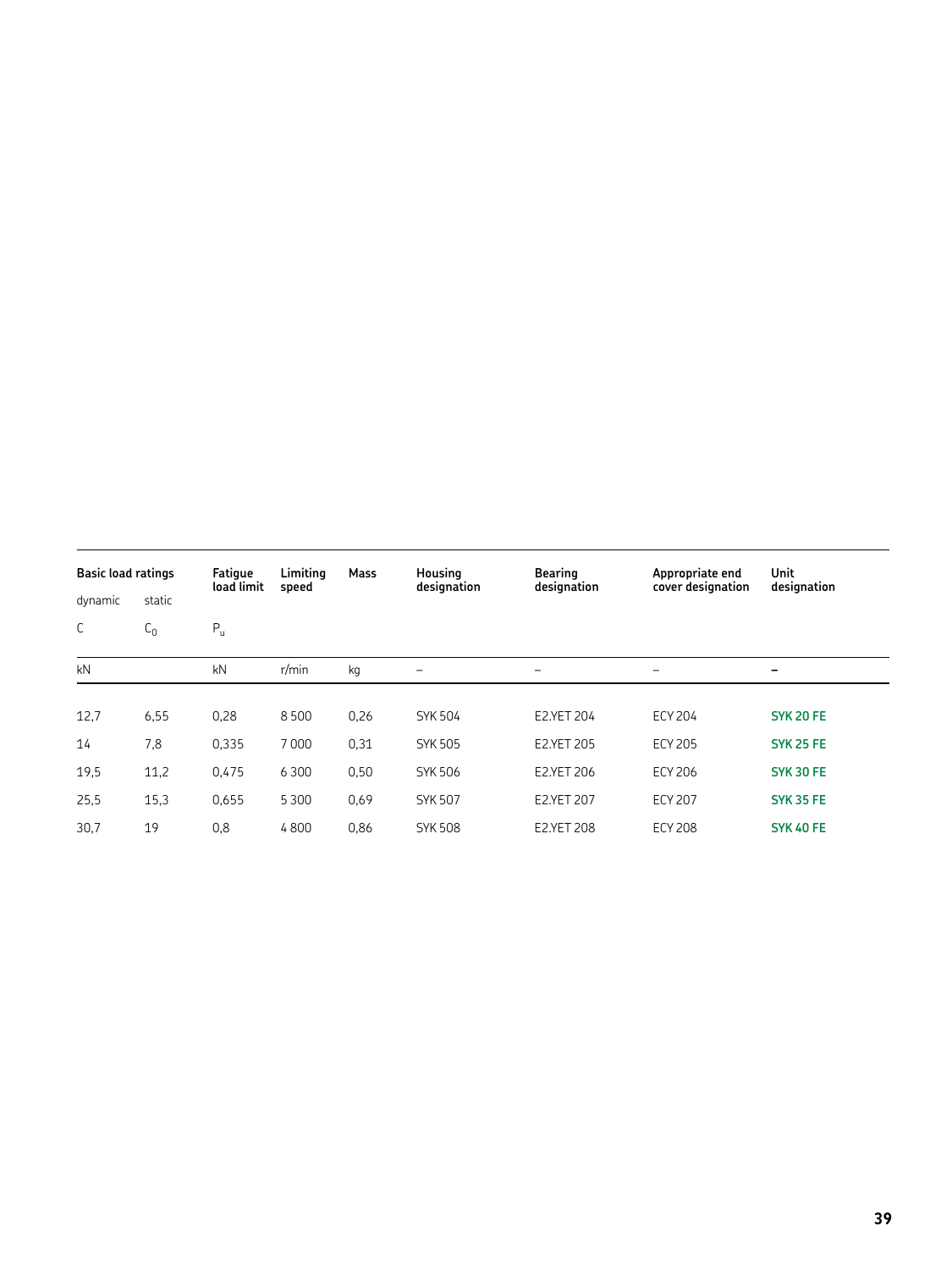| Basic load ratings | | Fatigue load limit | Limiting speed | Mass | Housing designation | Bearing designation | Appropriate end cover designation | Unit designation |
|---|---|---|---|---|---|---|---|---|
| dynamic | static | | | | | | | |
| C | $C_0$ | $P_u$ | | | | | | |
| kN | | kN | r/min | kg | – | – | – | – |
| 12,7 | 6,55 | 0,28 | 8 500 | 0,26 | SYK 504 | E2.YET 204 | ECY 204 | **SYK 20 FE** |
| 14 | 7,8 | 0,335 | 7 000 | 0,31 | SYK 505 | E2.YET 205 | ECY 205 | **SYK 25 FE** |
| 19,5 | 11,2 | 0,475 | 6 300 | 0,50 | SYK 506 | E2.YET 206 | ECY 206 | **SYK 30 FE** |
| 25,5 | 15,3 | 0,655 | 5 300 | 0,69 | SYK 507 | E2.YET 207 | ECY 207 | **SYK 35 FE** |
| 30,7 | 19 | 0,8 | 4 800 | 0,86 | SYK 508 | E2.YET 208 | ECY 208 | **SYK 40 FE** |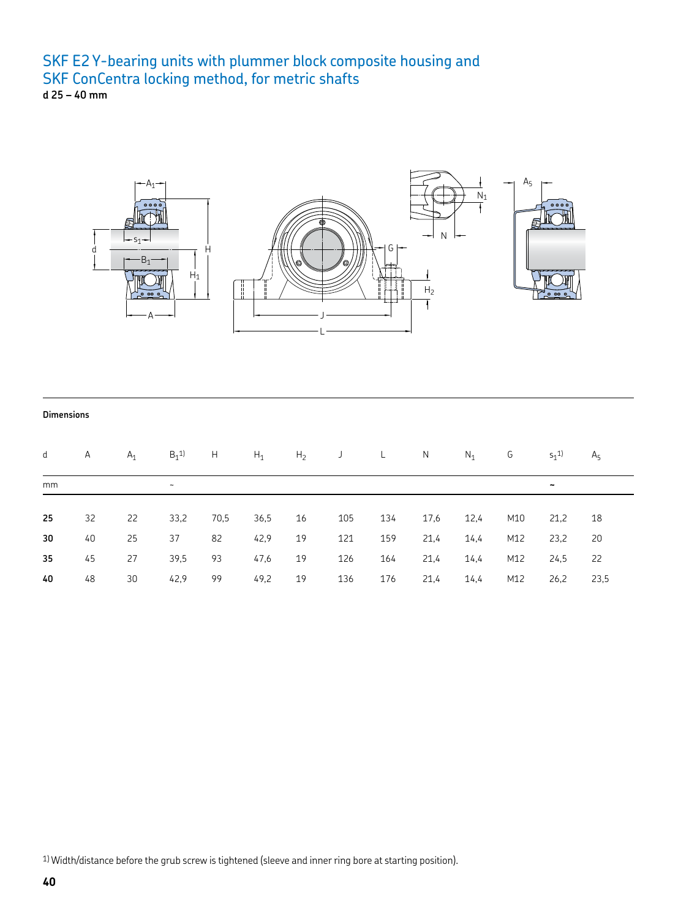# SKF E2 Y-bearing units with plummer block composite housing and SKF ConCentra locking method, for metric shafts

**d 25 – 40 mm**

**Dimensions**

| d | A | $A_1$ | $B_1$[1] | H | $H_1$ | $H_2$ | J | L | N | $N_1$ | G | $s_1$[1] | $A_5$ |
|---|---|---|---|---|---|---|---|---|---|---|---|---|---|
| mm | | | ~ | | | | | | | | | ~ | |
| **25** | 32 | 22 | 33,2 | 70,5 | 36,5 | 16 | 105 | 134 | 17,6 | 12,4 | M10 | 21,2 | 18 |
| **30** | 40 | 25 | 37 | 82 | 42,9 | 19 | 121 | 159 | 21,4 | 14,4 | M12 | 23,2 | 20 |
| **35** | 45 | 27 | 39,5 | 93 | 47,6 | 19 | 126 | 164 | 21,4 | 14,4 | M12 | 24,5 | 22 |
| **40** | 48 | 30 | 42,9 | 99 | 49,2 | 19 | 136 | 176 | 21,4 | 14,4 | M12 | 26,2 | 23,5 |

[1] Width/distance before the grub screw is tightened (sleeve and inner ring bore at starting position).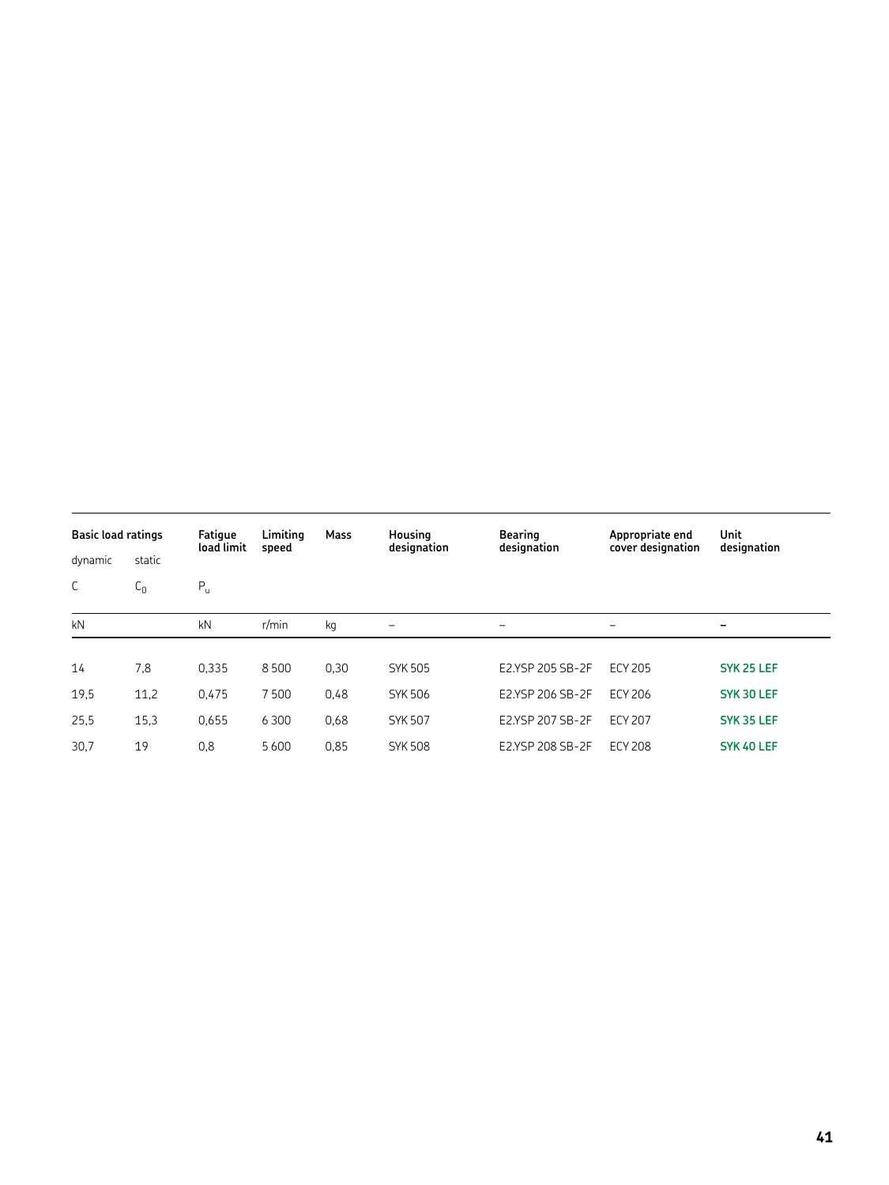| Basic load ratings | | Fatigue load limit | Limiting speed | Mass | Housing designation | Bearing designation | Appropriate end cover designation | Unit designation |
|---|---|---|---|---|---|---|---|---|
| dynamic | static | | | | | | | |
| C | $C_0$ | $P_u$ | | | | | | |
| kN | | kN | r/min | kg | – | – | – | – |
| 14 | 7,8 | 0,335 | 8 500 | 0,30 | SYK 505 | E2.YSP 205 SB-2F | ECY 205 | **SYK 25 LEF** |
| 19,5 | 11,2 | 0,475 | 7 500 | 0,48 | SYK 506 | E2.YSP 206 SB-2F | ECY 206 | **SYK 30 LEF** |
| 25,5 | 15,3 | 0,655 | 6 300 | 0,68 | SYK 507 | E2.YSP 207 SB-2F | ECY 207 | **SYK 35 LEF** |
| 30,7 | 19 | 0,8 | 5 600 | 0,85 | SYK 508 | E2.YSP 208 SB-2F | ECY 208 | **SYK 40 LEF** |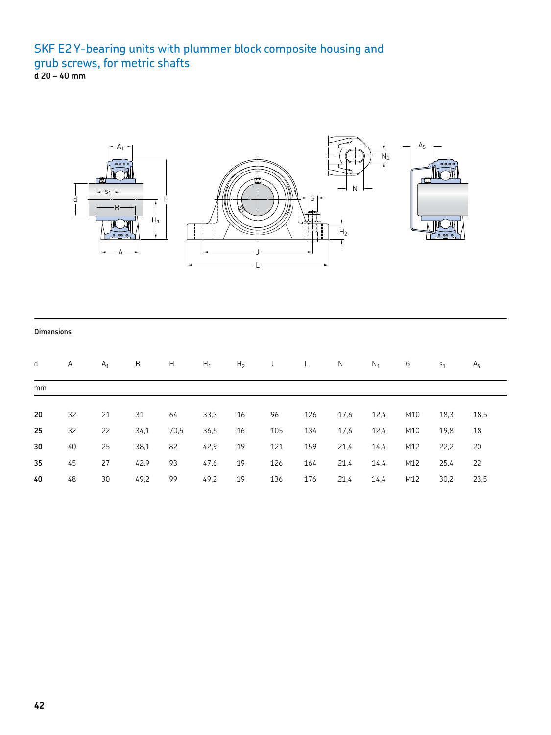# SKF E2 Y-bearing units with plummer block composite housing and grub screws, for metric shafts

**d 20 – 40 mm**

**Dimensions**

| d | A | $A_1$ | B | H | $H_1$ | $H_2$ | J | L | N | $N_1$ | G | $s_1$ | $A_5$ |
|---|---|---|---|---|---|---|---|---|---|---|---|---|---|
| mm | | | | | | | | | | | | | |
| **20** | 32 | 21 | 31 | 64 | 33,3 | 16 | 96 | 126 | 17,6 | 12,4 | M10 | 18,3 | 18,5 |
| **25** | 32 | 22 | 34,1 | 70,5 | 36,5 | 16 | 105 | 134 | 17,6 | 12,4 | M10 | 19,8 | 18 |
| **30** | 40 | 25 | 38,1 | 82 | 42,9 | 19 | 121 | 159 | 21,4 | 14,4 | M12 | 22,2 | 20 |
| **35** | 45 | 27 | 42,9 | 93 | 47,6 | 19 | 126 | 164 | 21,4 | 14,4 | M12 | 25,4 | 22 |
| **40** | 48 | 30 | 49,2 | 99 | 49,2 | 19 | 136 | 176 | 21,4 | 14,4 | M12 | 30,2 | 23,5 |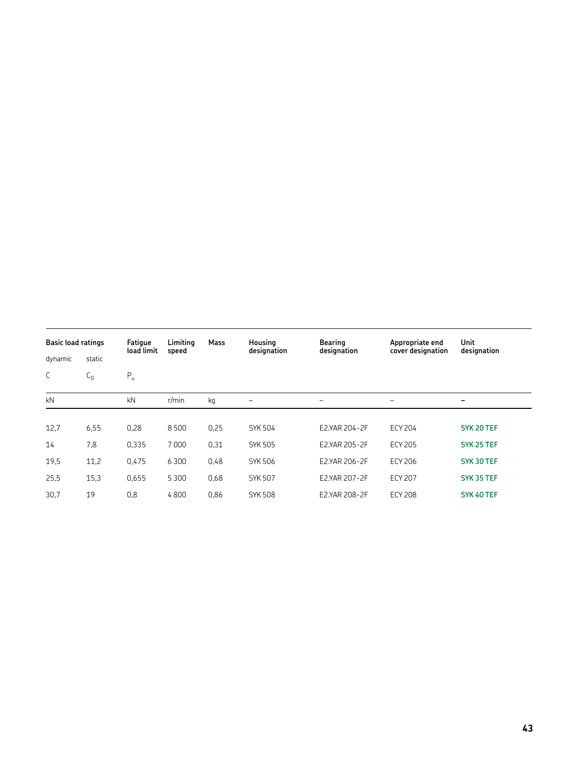| Basic load ratings | | Fatigue load limit | Limiting speed | Mass | Housing designation | Bearing designation | Appropriate end cover designation | Unit designation |
|---|---|---|---|---|---|---|---|---|
| dynamic | static | | | | | | | |
| $C$ | $C_0$ | $P_u$ | | | | | | |
| kN | | kN | r/min | kg | – | – | – | – |
| 12,7 | 6,55 | 0,28 | 8 500 | 0,25 | SYK 504 | E2.YAR 204-2F | ECY 204 | **SYK 20 TEF** |
| 14 | 7,8 | 0,335 | 7 000 | 0,31 | SYK 505 | E2.YAR 205-2F | ECY 205 | **SYK 25 TEF** |
| 19,5 | 11,2 | 0,475 | 6 300 | 0,48 | SYK 506 | E2.YAR 206-2F | ECY 206 | **SYK 30 TEF** |
| 25,5 | 15,3 | 0,655 | 5 300 | 0,68 | SYK 507 | E2.YAR 207-2F | ECY 207 | **SYK 35 TEF** |
| 30,7 | 19 | 0,8 | 4 800 | 0,86 | SYK 508 | E2.YAR 208-2F | ECY 208 | **SYK 40 TEF** |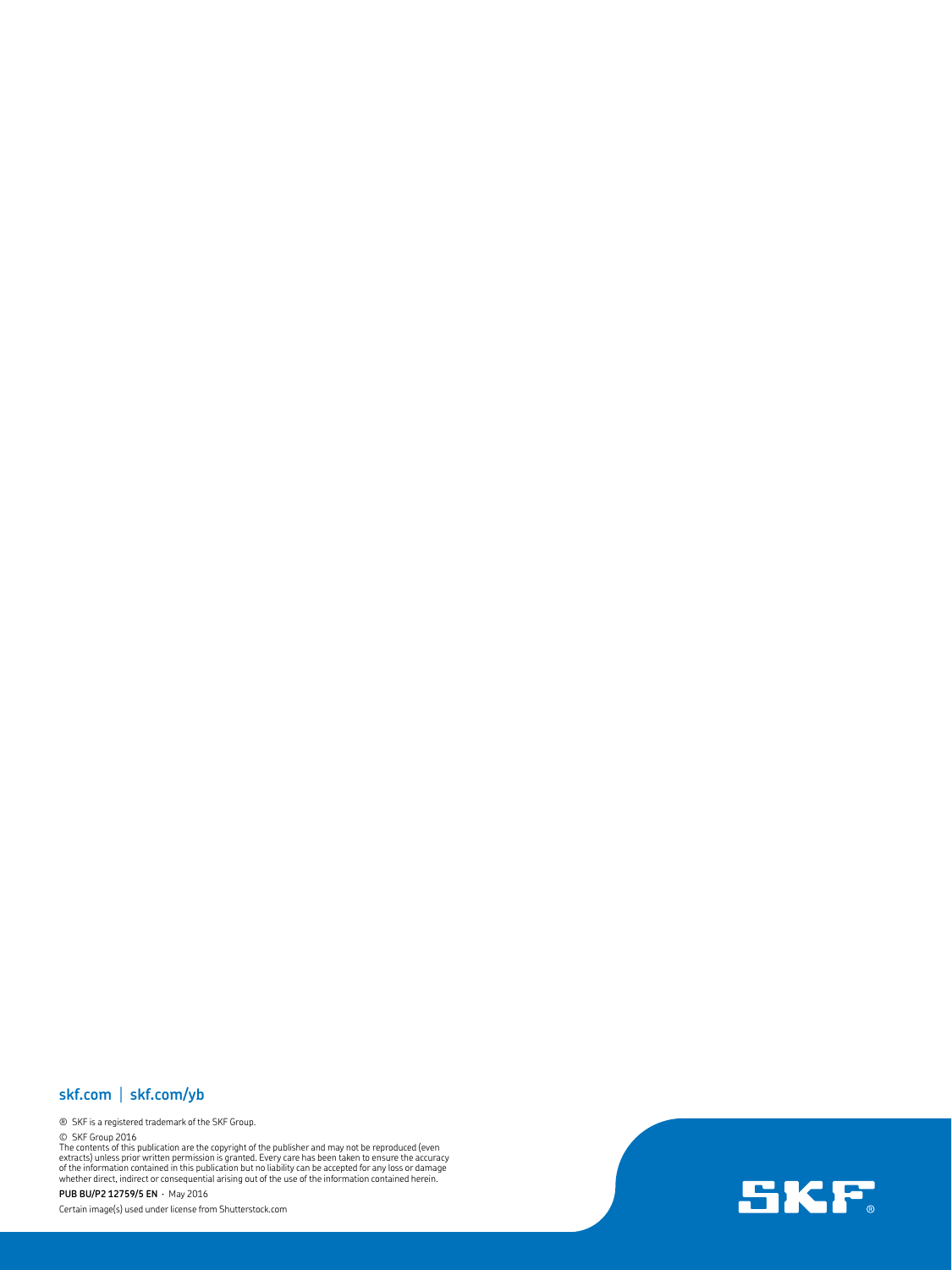**skf.com | skf.com/yb**

® SKF is a registered trademark of the SKF Group.

© SKF Group 2016
The contents of this publication are the copyright of the publisher and may not be reproduced (even extracts) unless prior written permission is granted. Every care has been taken to ensure the accuracy of the information contained in this publication but no liability can be accepted for any loss or damage whether direct, indirect or consequential arising out of the use of the information contained herein.

**PUB BU/P2 12759/5 EN** · May 2016

Certain image(s) used under license from Shutterstock.com